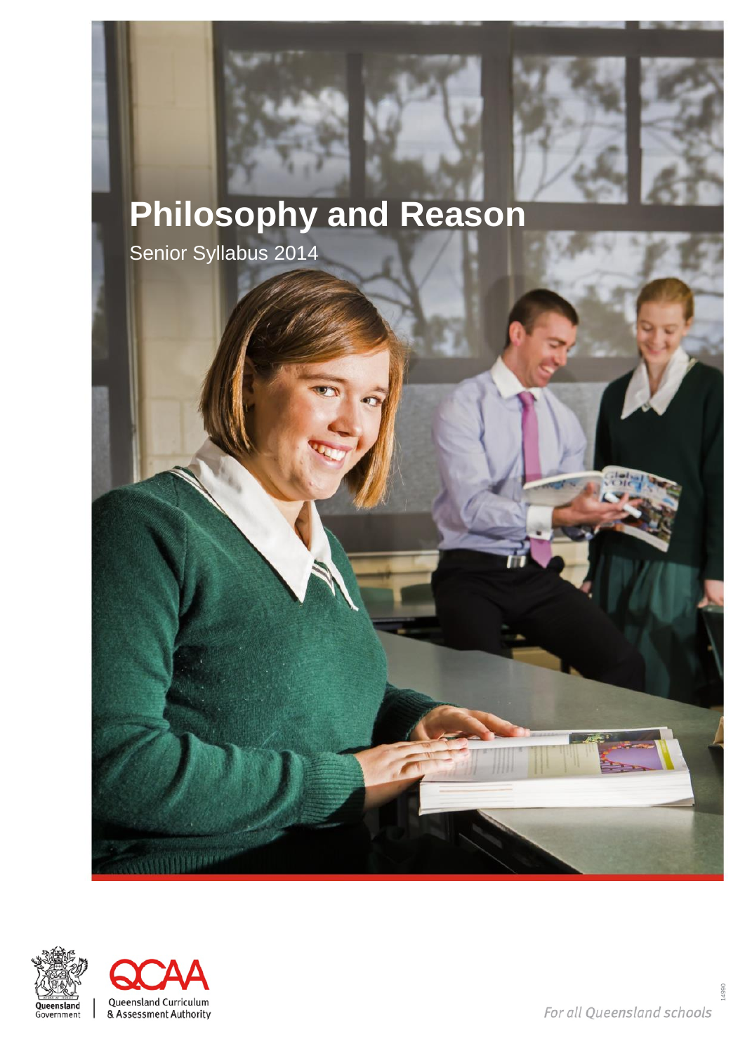# Philosophy and Reason

Senior Syllabus 2014

Queensland Government

Queensland Curriculum & Assessment Authority

*For all Queensland schools*

14990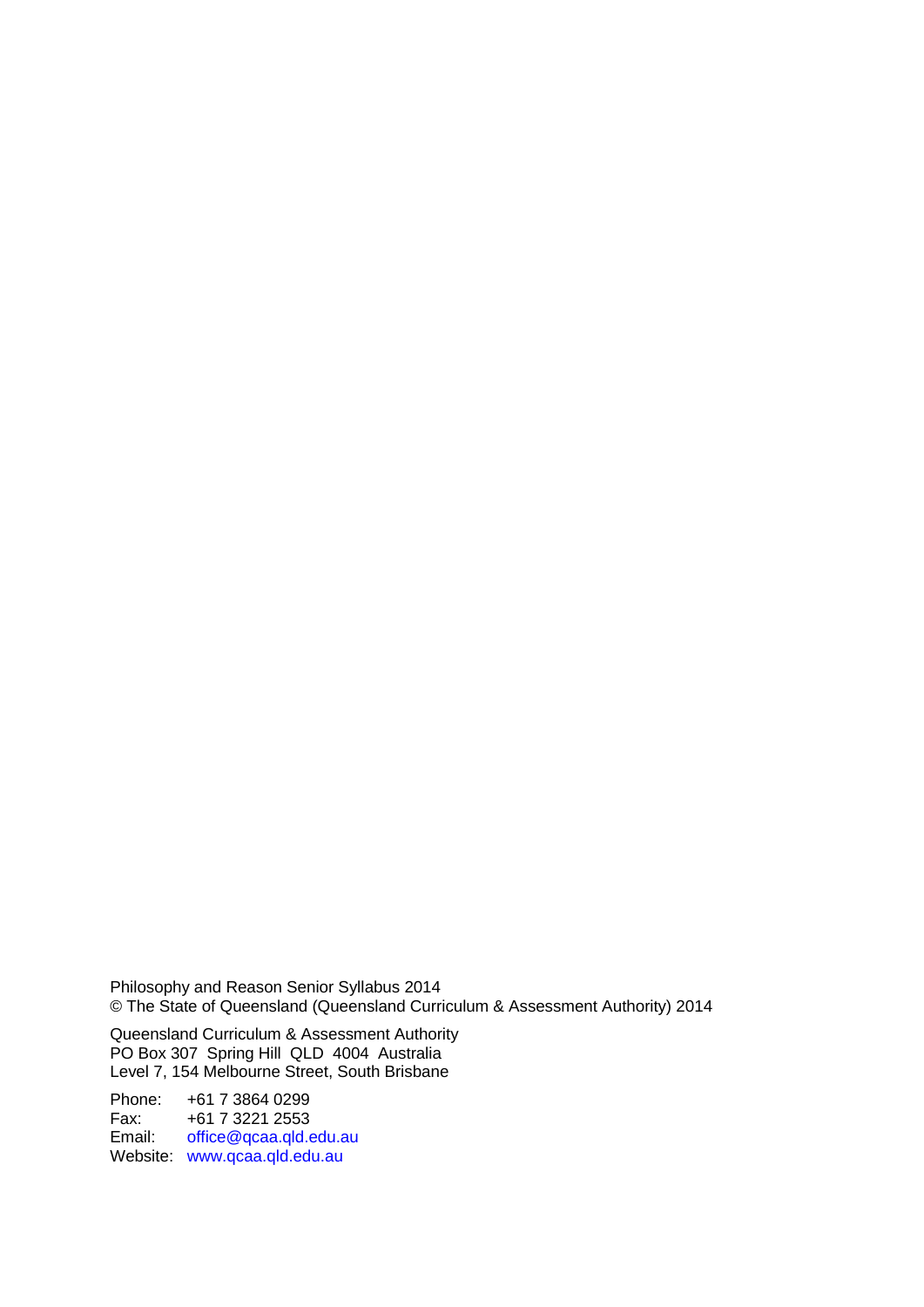Philosophy and Reason Senior Syllabus 2014
© The State of Queensland (Queensland Curriculum & Assessment Authority) 2014

Queensland Curriculum & Assessment Authority
PO Box 307 Spring Hill QLD 4004 Australia
Level 7, 154 Melbourne Street, South Brisbane

Phone: +61 7 3864 0299
Fax: +61 7 3221 2553
Email: office@qcaa.qld.edu.au
Website: www.qcaa.qld.edu.au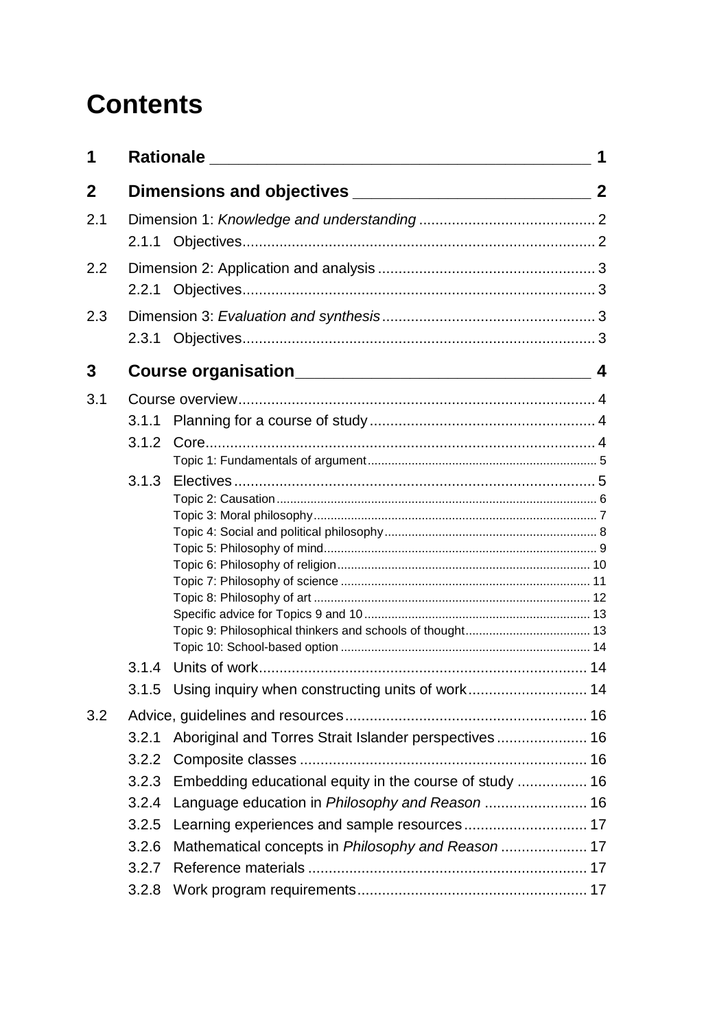# Contents

| | | | |
|---|---|---|---|
| **1** | **Rationale** | | **1** |
| **2** | **Dimensions and objectives** | | **2** |
| 2.1 | Dimension 1: *Knowledge and understanding* | | 2 |
| | 2.1.1 | Objectives | 2 |
| 2.2 | Dimension 2: Application and analysis | | 3 |
| | 2.2.1 | Objectives | 3 |
| 2.3 | Dimension 3: *Evaluation and synthesis* | | 3 |
| | 2.3.1 | Objectives | 3 |
| **3** | **Course organisation** | | **4** |
| 3.1 | Course overview | | 4 |
| | 3.1.1 | Planning for a course of study | 4 |
| | 3.1.2 | Core | 4 |
| | | Topic 1: Fundamentals of argument | 5 |
| | 3.1.3 | Electives | 5 |
| | | Topic 2: Causation | 6 |
| | | Topic 3: Moral philosophy | 7 |
| | | Topic 4: Social and political philosophy | 8 |
| | | Topic 5: Philosophy of mind | 9 |
| | | Topic 6: Philosophy of religion | 10 |
| | | Topic 7: Philosophy of science | 11 |
| | | Topic 8: Philosophy of art | 12 |
| | | Specific advice for Topics 9 and 10 | 13 |
| | | Topic 9: Philosophical thinkers and schools of thought | 13 |
| | | Topic 10: School-based option | 14 |
| | 3.1.4 | Units of work | 14 |
| | 3.1.5 | Using inquiry when constructing units of work | 14 |
| 3.2 | Advice, guidelines and resources | | 16 |
| | 3.2.1 | Aboriginal and Torres Strait Islander perspectives | 16 |
| | 3.2.2 | Composite classes | 16 |
| | 3.2.3 | Embedding educational equity in the course of study | 16 |
| | 3.2.4 | Language education in *Philosophy and Reason* | 16 |
| | 3.2.5 | Learning experiences and sample resources | 17 |
| | 3.2.6 | Mathematical concepts in *Philosophy and Reason* | 17 |
| | 3.2.7 | Reference materials | 17 |
| | 3.2.8 | Work program requirements | 17 |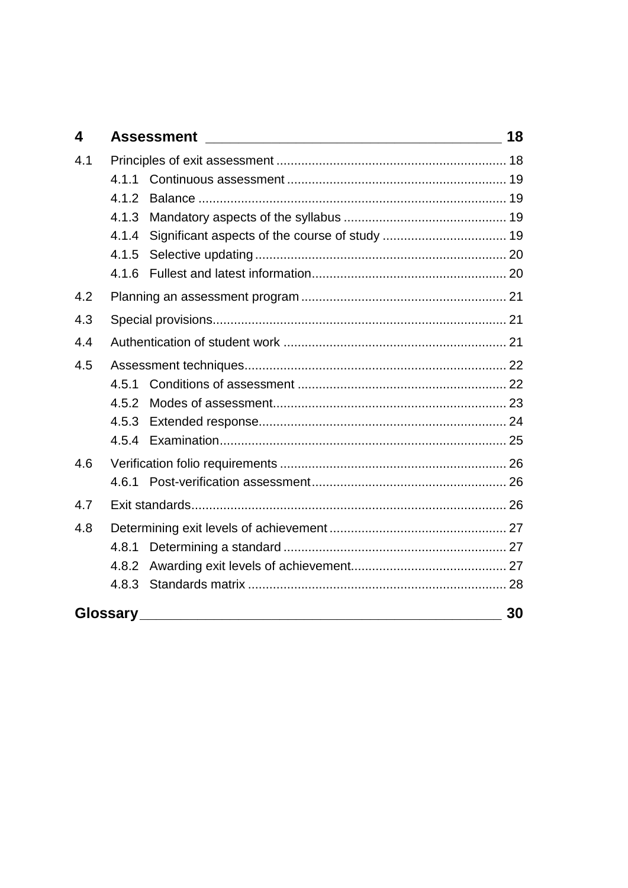**4 Assessment** 18

4.1 Principles of exit assessment ... 18

- 4.1.1 Continuous assessment ... 19
- 4.1.2 Balance ... 19
- 4.1.3 Mandatory aspects of the syllabus ... 19
- 4.1.4 Significant aspects of the course of study ... 19
- 4.1.5 Selective updating ... 20
- 4.1.6 Fullest and latest information ... 20

4.2 Planning an assessment program ... 21

4.3 Special provisions ... 21

4.4 Authentication of student work ... 21

4.5 Assessment techniques ... 22

- 4.5.1 Conditions of assessment ... 22
- 4.5.2 Modes of assessment ... 23
- 4.5.3 Extended response ... 24
- 4.5.4 Examination ... 25

4.6 Verification folio requirements ... 26

- 4.6.1 Post-verification assessment ... 26

4.7 Exit standards ... 26

4.8 Determining exit levels of achievement ... 27

- 4.8.1 Determining a standard ... 27
- 4.8.2 Awarding exit levels of achievement ... 27
- 4.8.3 Standards matrix ... 28

**Glossary** 30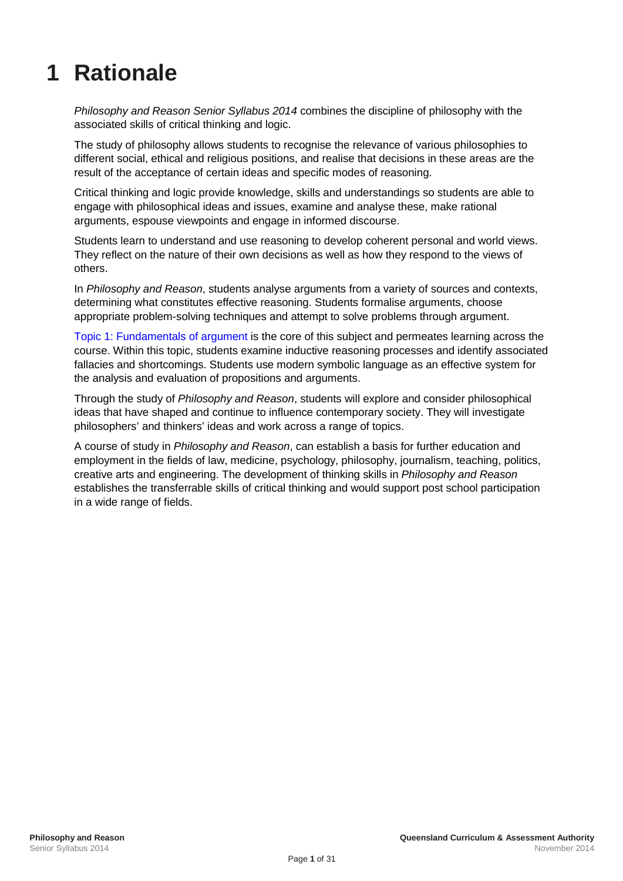# 1 Rationale

*Philosophy and Reason Senior Syllabus 2014* combines the discipline of philosophy with the associated skills of critical thinking and logic.

The study of philosophy allows students to recognise the relevance of various philosophies to different social, ethical and religious positions, and realise that decisions in these areas are the result of the acceptance of certain ideas and specific modes of reasoning.

Critical thinking and logic provide knowledge, skills and understandings so students are able to engage with philosophical ideas and issues, examine and analyse these, make rational arguments, espouse viewpoints and engage in informed discourse.

Students learn to understand and use reasoning to develop coherent personal and world views. They reflect on the nature of their own decisions as well as how they respond to the views of others.

In *Philosophy and Reason*, students analyse arguments from a variety of sources and contexts, determining what constitutes effective reasoning. Students formalise arguments, choose appropriate problem-solving techniques and attempt to solve problems through argument.

Topic 1: Fundamentals of argument is the core of this subject and permeates learning across the course. Within this topic, students examine inductive reasoning processes and identify associated fallacies and shortcomings. Students use modern symbolic language as an effective system for the analysis and evaluation of propositions and arguments.

Through the study of *Philosophy and Reason*, students will explore and consider philosophical ideas that have shaped and continue to influence contemporary society. They will investigate philosophers' and thinkers' ideas and work across a range of topics.

A course of study in *Philosophy and Reason*, can establish a basis for further education and employment in the fields of law, medicine, psychology, philosophy, journalism, teaching, politics, creative arts and engineering. The development of thinking skills in *Philosophy and Reason* establishes the transferrable skills of critical thinking and would support post school participation in a wide range of fields.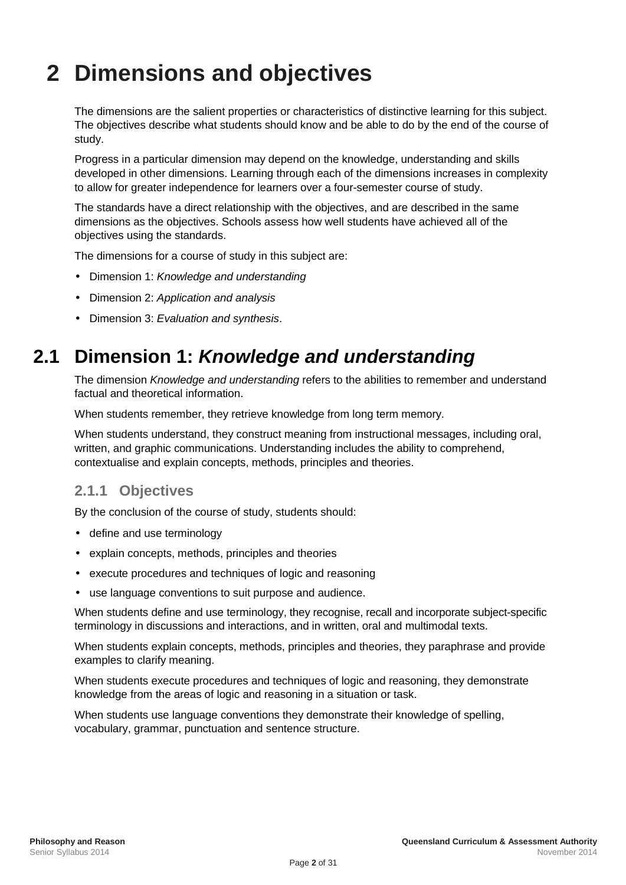# 2 Dimensions and objectives

The dimensions are the salient properties or characteristics of distinctive learning for this subject. The objectives describe what students should know and be able to do by the end of the course of study.

Progress in a particular dimension may depend on the knowledge, understanding and skills developed in other dimensions. Learning through each of the dimensions increases in complexity to allow for greater independence for learners over a four-semester course of study.

The standards have a direct relationship with the objectives, and are described in the same dimensions as the objectives. Schools assess how well students have achieved all of the objectives using the standards.

The dimensions for a course of study in this subject are:

- Dimension 1: *Knowledge and understanding*
- Dimension 2: *Application and analysis*
- Dimension 3: *Evaluation and synthesis*.

## 2.1 Dimension 1: *Knowledge and understanding*

The dimension *Knowledge and understanding* refers to the abilities to remember and understand factual and theoretical information.

When students remember, they retrieve knowledge from long term memory.

When students understand, they construct meaning from instructional messages, including oral, written, and graphic communications. Understanding includes the ability to comprehend, contextualise and explain concepts, methods, principles and theories.

### 2.1.1 Objectives

By the conclusion of the course of study, students should:

- define and use terminology
- explain concepts, methods, principles and theories
- execute procedures and techniques of logic and reasoning
- use language conventions to suit purpose and audience.

When students define and use terminology, they recognise, recall and incorporate subject-specific terminology in discussions and interactions, and in written, oral and multimodal texts.

When students explain concepts, methods, principles and theories, they paraphrase and provide examples to clarify meaning.

When students execute procedures and techniques of logic and reasoning, they demonstrate knowledge from the areas of logic and reasoning in a situation or task.

When students use language conventions they demonstrate their knowledge of spelling, vocabulary, grammar, punctuation and sentence structure.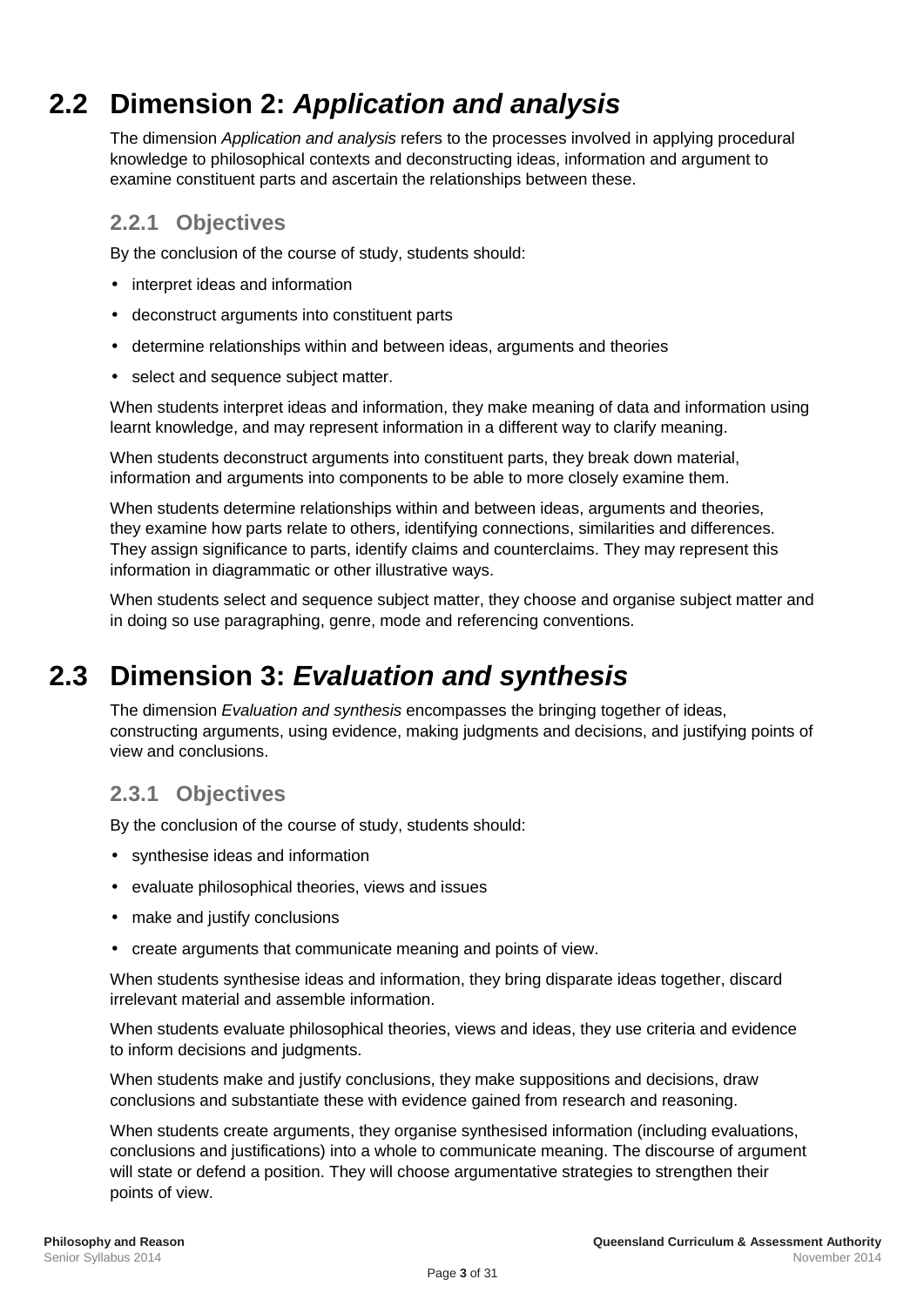## 2.2 Dimension 2: *Application and analysis*

The dimension *Application and analysis* refers to the processes involved in applying procedural knowledge to philosophical contexts and deconstructing ideas, information and argument to examine constituent parts and ascertain the relationships between these.

### 2.2.1 Objectives

By the conclusion of the course of study, students should:

- interpret ideas and information
- deconstruct arguments into constituent parts
- determine relationships within and between ideas, arguments and theories
- select and sequence subject matter.

When students interpret ideas and information, they make meaning of data and information using learnt knowledge, and may represent information in a different way to clarify meaning.

When students deconstruct arguments into constituent parts, they break down material, information and arguments into components to be able to more closely examine them.

When students determine relationships within and between ideas, arguments and theories, they examine how parts relate to others, identifying connections, similarities and differences. They assign significance to parts, identify claims and counterclaims. They may represent this information in diagrammatic or other illustrative ways.

When students select and sequence subject matter, they choose and organise subject matter and in doing so use paragraphing, genre, mode and referencing conventions.

## 2.3 Dimension 3: *Evaluation and synthesis*

The dimension *Evaluation and synthesis* encompasses the bringing together of ideas, constructing arguments, using evidence, making judgments and decisions, and justifying points of view and conclusions.

### 2.3.1 Objectives

By the conclusion of the course of study, students should:

- synthesise ideas and information
- evaluate philosophical theories, views and issues
- make and justify conclusions
- create arguments that communicate meaning and points of view.

When students synthesise ideas and information, they bring disparate ideas together, discard irrelevant material and assemble information.

When students evaluate philosophical theories, views and ideas, they use criteria and evidence to inform decisions and judgments.

When students make and justify conclusions, they make suppositions and decisions, draw conclusions and substantiate these with evidence gained from research and reasoning.

When students create arguments, they organise synthesised information (including evaluations, conclusions and justifications) into a whole to communicate meaning. The discourse of argument will state or defend a position. They will choose argumentative strategies to strengthen their points of view.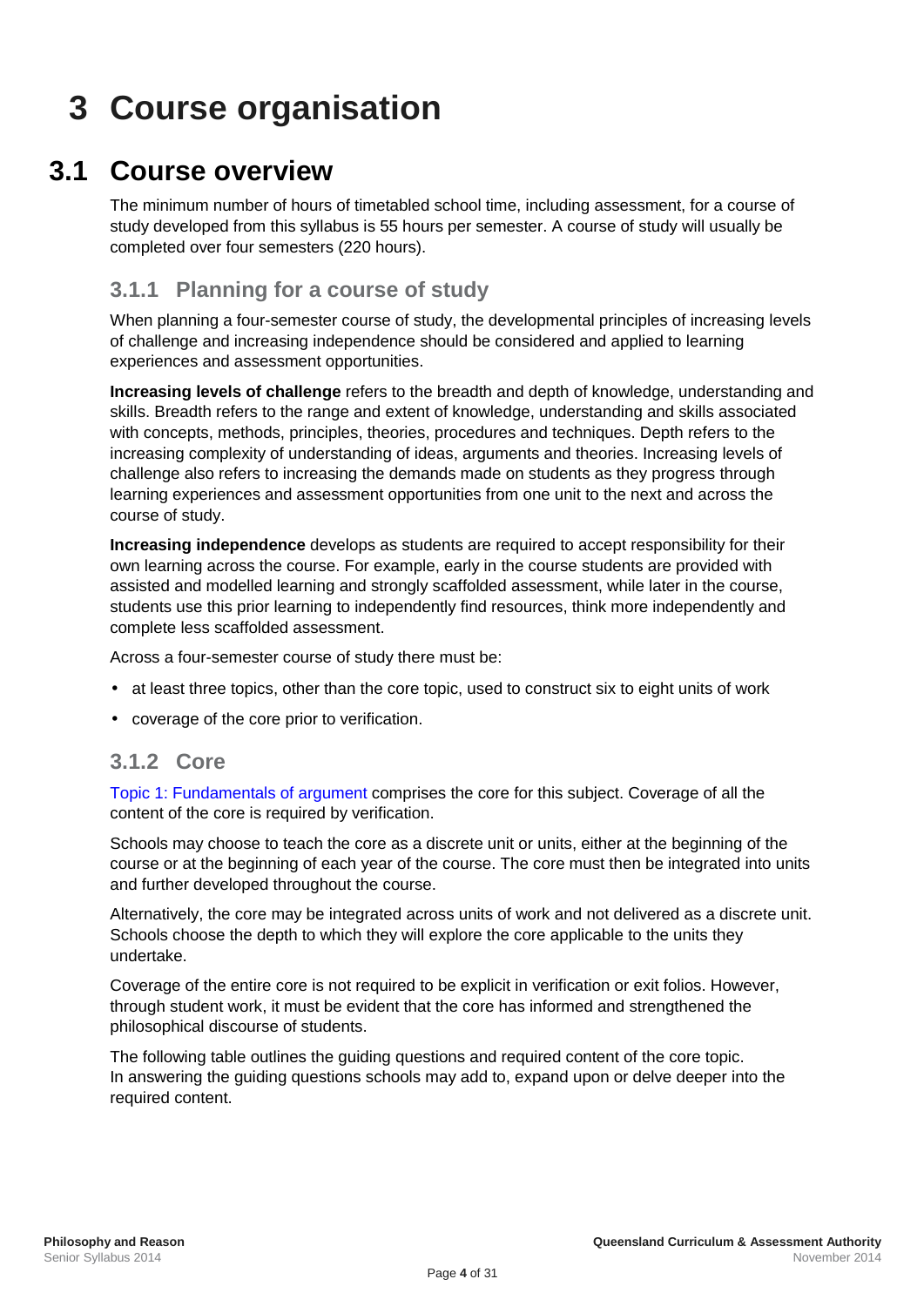# 3 Course organisation

## 3.1 Course overview

The minimum number of hours of timetabled school time, including assessment, for a course of study developed from this syllabus is 55 hours per semester. A course of study will usually be completed over four semesters (220 hours).

### 3.1.1 Planning for a course of study

When planning a four-semester course of study, the developmental principles of increasing levels of challenge and increasing independence should be considered and applied to learning experiences and assessment opportunities.

**Increasing levels of challenge** refers to the breadth and depth of knowledge, understanding and skills. Breadth refers to the range and extent of knowledge, understanding and skills associated with concepts, methods, principles, theories, procedures and techniques. Depth refers to the increasing complexity of understanding of ideas, arguments and theories. Increasing levels of challenge also refers to increasing the demands made on students as they progress through learning experiences and assessment opportunities from one unit to the next and across the course of study.

**Increasing independence** develops as students are required to accept responsibility for their own learning across the course. For example, early in the course students are provided with assisted and modelled learning and strongly scaffolded assessment, while later in the course, students use this prior learning to independently find resources, think more independently and complete less scaffolded assessment.

Across a four-semester course of study there must be:

- at least three topics, other than the core topic, used to construct six to eight units of work
- coverage of the core prior to verification.

### 3.1.2 Core

Topic 1: Fundamentals of argument comprises the core for this subject. Coverage of all the content of the core is required by verification.

Schools may choose to teach the core as a discrete unit or units, either at the beginning of the course or at the beginning of each year of the course. The core must then be integrated into units and further developed throughout the course.

Alternatively, the core may be integrated across units of work and not delivered as a discrete unit. Schools choose the depth to which they will explore the core applicable to the units they undertake.

Coverage of the entire core is not required to be explicit in verification or exit folios. However, through student work, it must be evident that the core has informed and strengthened the philosophical discourse of students.

The following table outlines the guiding questions and required content of the core topic. In answering the guiding questions schools may add to, expand upon or delve deeper into the required content.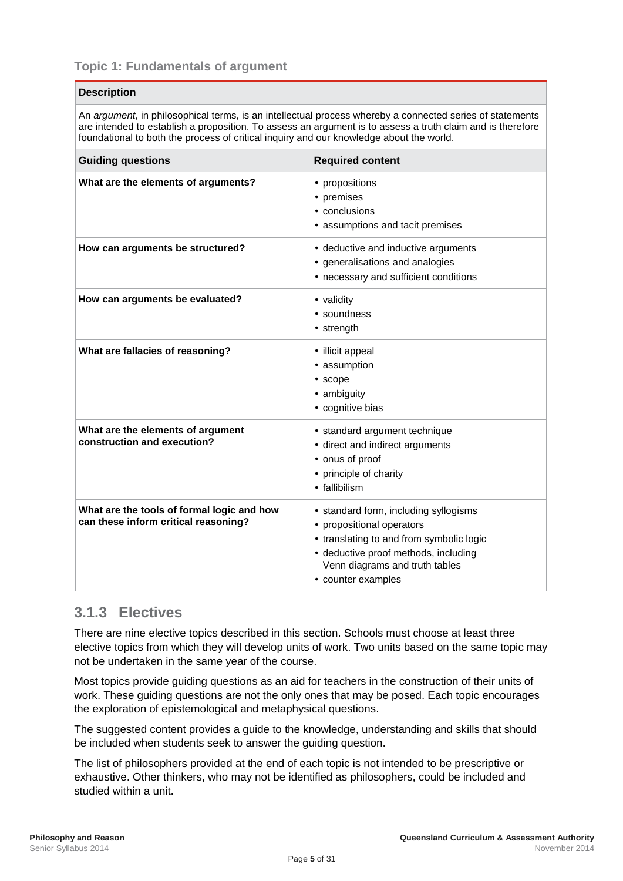### Topic 1: Fundamentals of argument

| Description | |
|---|---|
| An *argument*, in philosophical terms, is an intellectual process whereby a connected series of statements are intended to establish a proposition. To assess an argument is to assess a truth claim and is therefore foundational to both the process of critical inquiry and our knowledge about the world. | |
| **Guiding questions** | **Required content** |
| **What are the elements of arguments?** | • propositions<br>• premises<br>• conclusions<br>• assumptions and tacit premises |
| **How can arguments be structured?** | • deductive and inductive arguments<br>• generalisations and analogies<br>• necessary and sufficient conditions |
| **How can arguments be evaluated?** | • validity<br>• soundness<br>• strength |
| **What are fallacies of reasoning?** | • illicit appeal<br>• assumption<br>• scope<br>• ambiguity<br>• cognitive bias |
| **What are the elements of argument construction and execution?** | • standard argument technique<br>• direct and indirect arguments<br>• onus of proof<br>• principle of charity<br>• fallibilism |
| **What are the tools of formal logic and how can these inform critical reasoning?** | • standard form, including syllogisms<br>• propositional operators<br>• translating to and from symbolic logic<br>• deductive proof methods, including Venn diagrams and truth tables<br>• counter examples |

## 3.1.3 Electives

There are nine elective topics described in this section. Schools must choose at least three elective topics from which they will develop units of work. Two units based on the same topic may not be undertaken in the same year of the course.

Most topics provide guiding questions as an aid for teachers in the construction of their units of work. These guiding questions are not the only ones that may be posed. Each topic encourages the exploration of epistemological and metaphysical questions.

The suggested content provides a guide to the knowledge, understanding and skills that should be included when students seek to answer the guiding question.

The list of philosophers provided at the end of each topic is not intended to be prescriptive or exhaustive. Other thinkers, who may not be identified as philosophers, could be included and studied within a unit.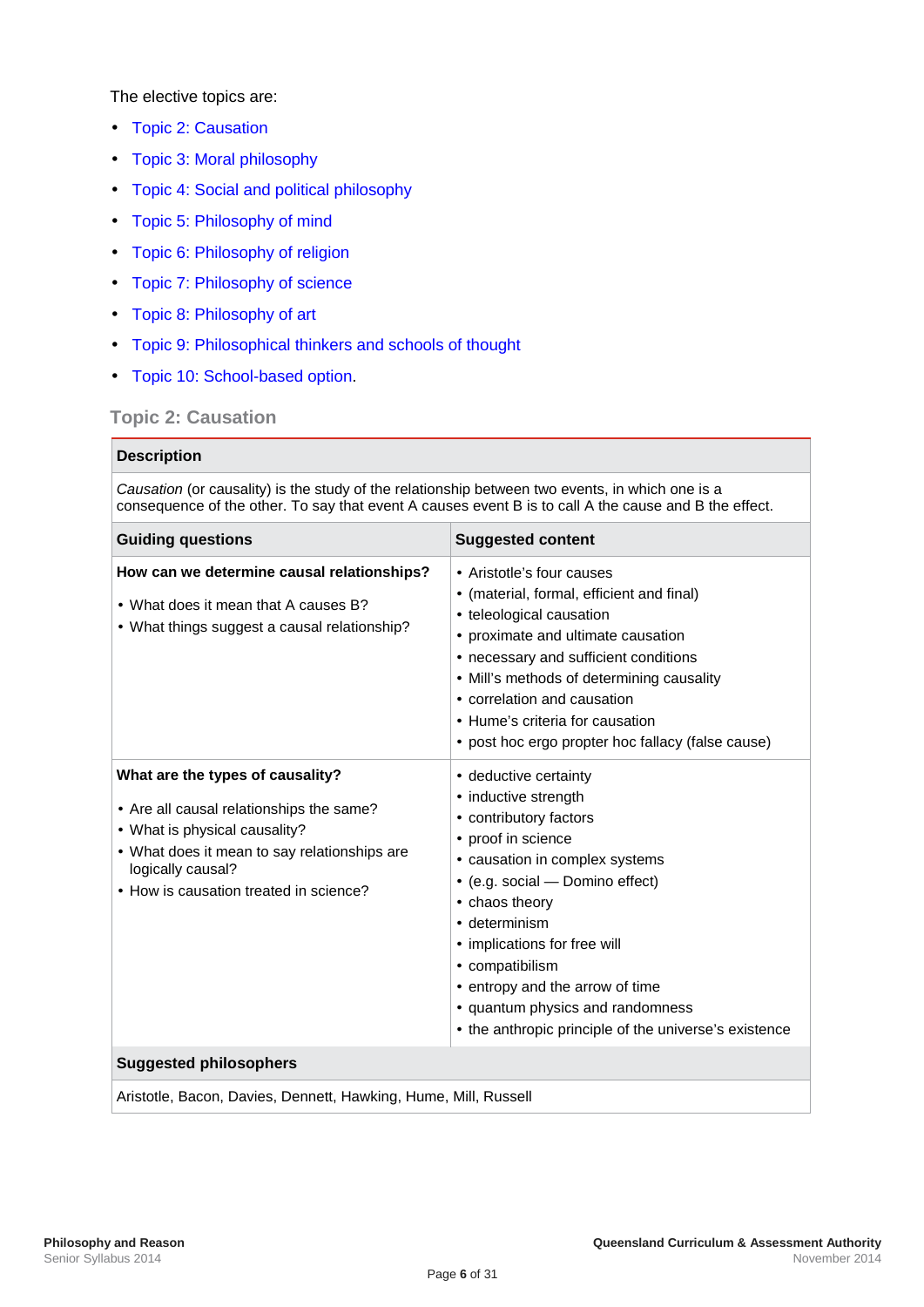The elective topics are:

- Topic 2: Causation
- Topic 3: Moral philosophy
- Topic 4: Social and political philosophy
- Topic 5: Philosophy of mind
- Topic 6: Philosophy of religion
- Topic 7: Philosophy of science
- Topic 8: Philosophy of art
- Topic 9: Philosophical thinkers and schools of thought
- Topic 10: School-based option.

### Topic 2: Causation

| Description | |
|---|---|
| *Causation* (or causality) is the study of the relationship between two events, in which one is a consequence of the other. To say that event A causes event B is to call A the cause and B the effect. | |
| **Guiding questions** | **Suggested content** |
| **How can we determine causal relationships?**<br><br>• What does it mean that A causes B?<br>• What things suggest a causal relationship? | • Aristotle's four causes<br>• (material, formal, efficient and final)<br>• teleological causation<br>• proximate and ultimate causation<br>• necessary and sufficient conditions<br>• Mill's methods of determining causality<br>• correlation and causation<br>• Hume's criteria for causation<br>• post hoc ergo propter hoc fallacy (false cause) |
| **What are the types of causality?**<br><br>• Are all causal relationships the same?<br>• What is physical causality?<br>• What does it mean to say relationships are logically causal?<br>• How is causation treated in science? | • deductive certainty<br>• inductive strength<br>• contributory factors<br>• proof in science<br>• causation in complex systems<br>• (e.g. social — Domino effect)<br>• chaos theory<br>• determinism<br>• implications for free will<br>• compatibilism<br>• entropy and the arrow of time<br>• quantum physics and randomness<br>• the anthropic principle of the universe's existence |
| **Suggested philosophers** | |
| Aristotle, Bacon, Davies, Dennett, Hawking, Hume, Mill, Russell | |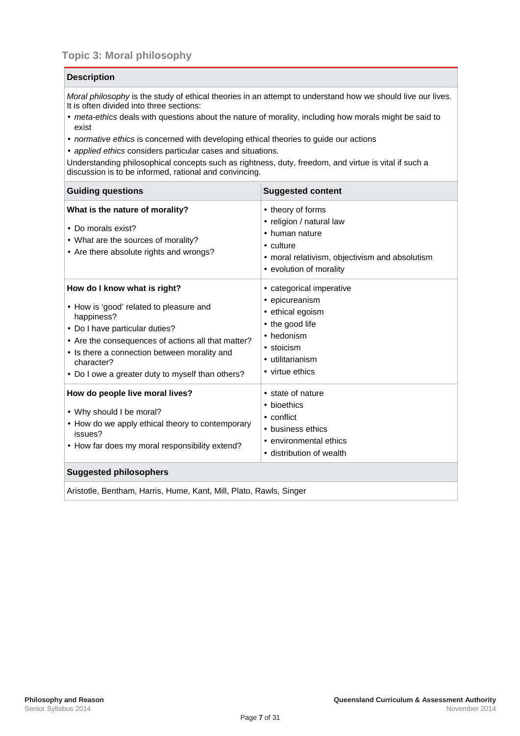## Topic 3: Moral philosophy

**Description**

*Moral philosophy* is the study of ethical theories in an attempt to understand how we should live our lives. It is often divided into three sections:

- *meta-ethics* deals with questions about the nature of morality, including how morals might be said to exist
- *normative ethics* is concerned with developing ethical theories to guide our actions
- *applied ethics* considers particular cases and situations.

Understanding philosophical concepts such as rightness, duty, freedom, and virtue is vital if such a discussion is to be informed, rational and convincing.

| Guiding questions | Suggested content |
|---|---|
| **What is the nature of morality?**<br>• Do morals exist?<br>• What are the sources of morality?<br>• Are there absolute rights and wrongs? | • theory of forms<br>• religion / natural law<br>• human nature<br>• culture<br>• moral relativism, objectivism and absolutism<br>• evolution of morality |
| **How do I know what is right?**<br>• How is 'good' related to pleasure and happiness?<br>• Do I have particular duties?<br>• Are the consequences of actions all that matter?<br>• Is there a connection between morality and character?<br>• Do I owe a greater duty to myself than others? | • categorical imperative<br>• epicureanism<br>• ethical egoism<br>• the good life<br>• hedonism<br>• stoicism<br>• utilitarianism<br>• virtue ethics |
| **How do people live moral lives?**<br>• Why should I be moral?<br>• How do we apply ethical theory to contemporary issues?<br>• How far does my moral responsibility extend? | • state of nature<br>• bioethics<br>• conflict<br>• business ethics<br>• environmental ethics<br>• distribution of wealth |

**Suggested philosophers**

Aristotle, Bentham, Harris, Hume, Kant, Mill, Plato, Rawls, Singer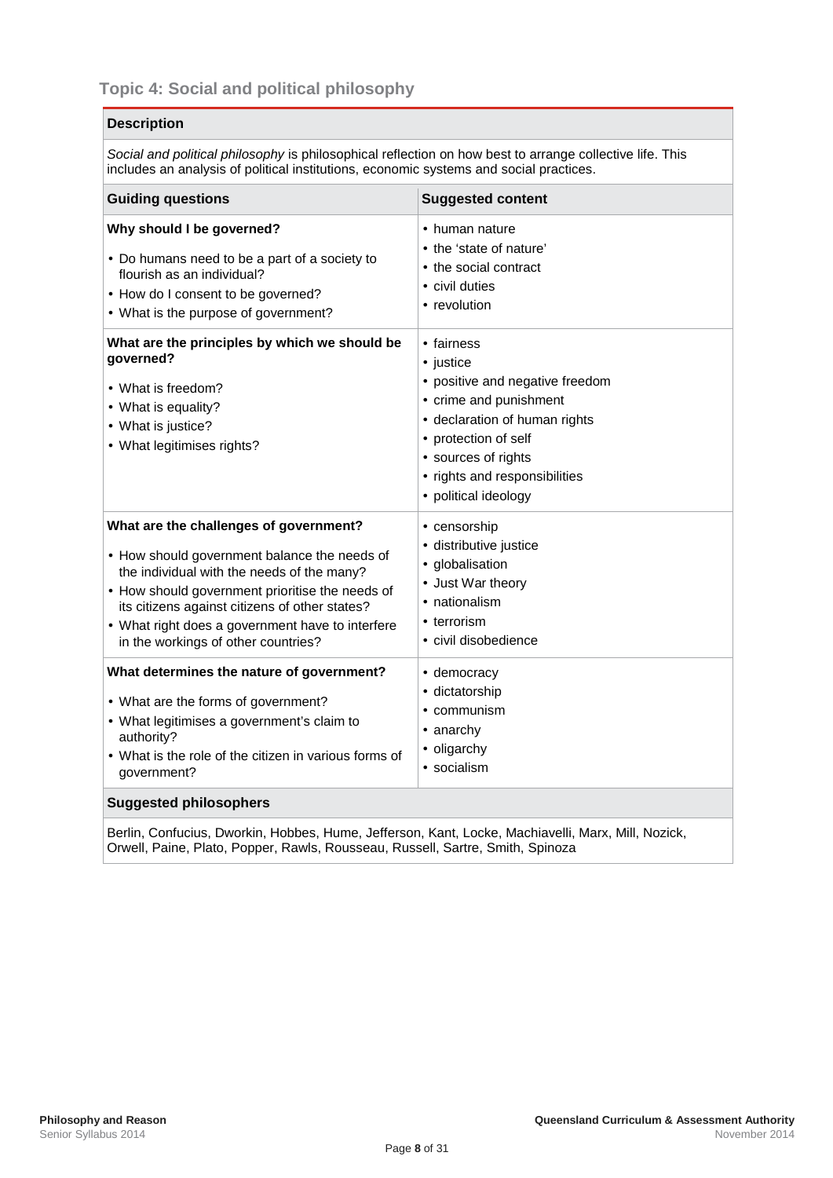### Topic 4: Social and political philosophy

**Description**

*Social and political philosophy* is philosophical reflection on how best to arrange collective life. This includes an analysis of political institutions, economic systems and social practices.

| Guiding questions | Suggested content |
|---|---|
| **Why should I be governed?**<br>• Do humans need to be a part of a society to flourish as an individual?<br>• How do I consent to be governed?<br>• What is the purpose of government? | • human nature<br>• the 'state of nature'<br>• the social contract<br>• civil duties<br>• revolution |
| **What are the principles by which we should be governed?**<br>• What is freedom?<br>• What is equality?<br>• What is justice?<br>• What legitimises rights? | • fairness<br>• justice<br>• positive and negative freedom<br>• crime and punishment<br>• declaration of human rights<br>• protection of self<br>• sources of rights<br>• rights and responsibilities<br>• political ideology |
| **What are the challenges of government?**<br>• How should government balance the needs of the individual with the needs of the many?<br>• How should government prioritise the needs of its citizens against citizens of other states?<br>• What right does a government have to interfere in the workings of other countries? | • censorship<br>• distributive justice<br>• globalisation<br>• Just War theory<br>• nationalism<br>• terrorism<br>• civil disobedience |
| **What determines the nature of government?**<br>• What are the forms of government?<br>• What legitimises a government's claim to authority?<br>• What is the role of the citizen in various forms of government? | • democracy<br>• dictatorship<br>• communism<br>• anarchy<br>• oligarchy<br>• socialism |

**Suggested philosophers**

Berlin, Confucius, Dworkin, Hobbes, Hume, Jefferson, Kant, Locke, Machiavelli, Marx, Mill, Nozick, Orwell, Paine, Plato, Popper, Rawls, Rousseau, Russell, Sartre, Smith, Spinoza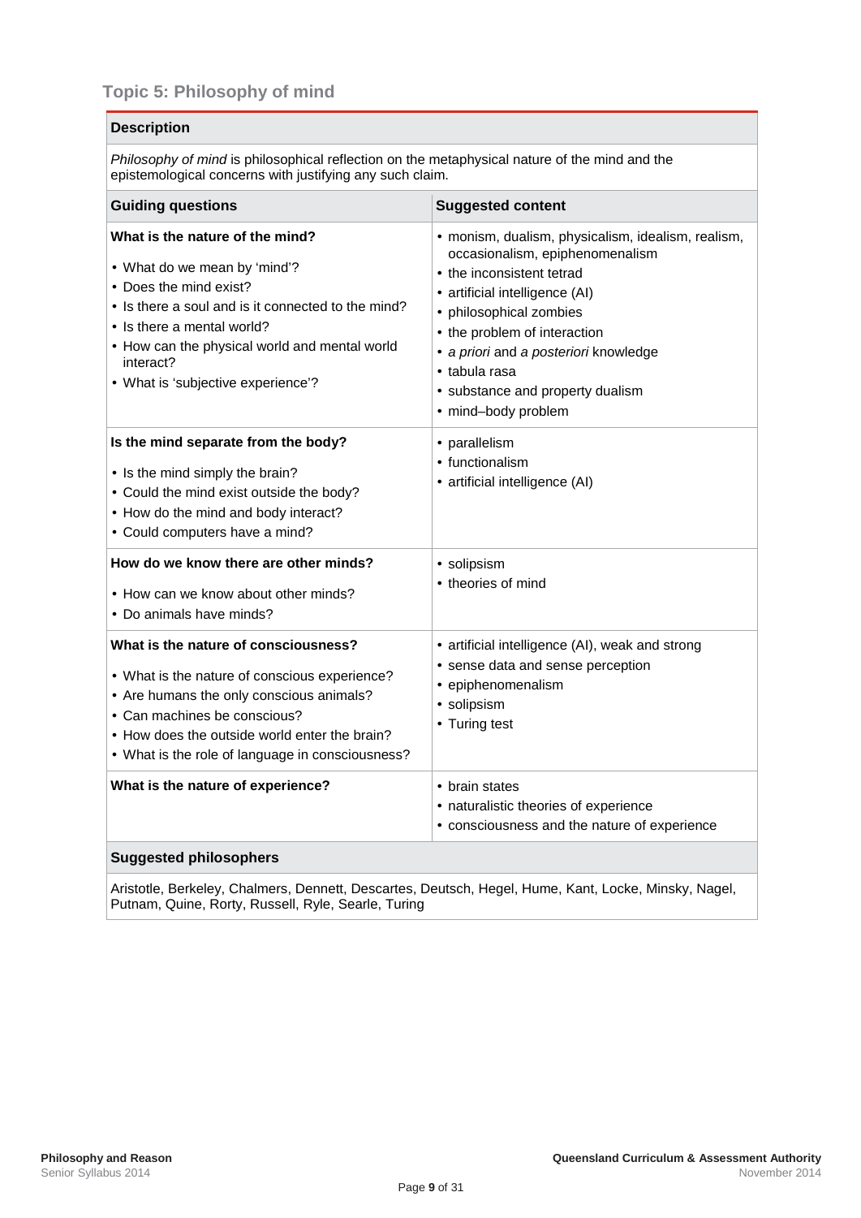### Topic 5: Philosophy of mind

**Description**

*Philosophy of mind* is philosophical reflection on the metaphysical nature of the mind and the epistemological concerns with justifying any such claim.

| Guiding questions | Suggested content |
|---|---|
| **What is the nature of the mind?**<br>• What do we mean by 'mind'?<br>• Does the mind exist?<br>• Is there a soul and is it connected to the mind?<br>• Is there a mental world?<br>• How can the physical world and mental world interact?<br>• What is 'subjective experience'? | • monism, dualism, physicalism, idealism, realism, occasionalism, epiphenomenalism<br>• the inconsistent tetrad<br>• artificial intelligence (AI)<br>• philosophical zombies<br>• the problem of interaction<br>• *a priori* and *a posteriori* knowledge<br>• tabula rasa<br>• substance and property dualism<br>• mind–body problem |
| **Is the mind separate from the body?**<br>• Is the mind simply the brain?<br>• Could the mind exist outside the body?<br>• How do the mind and body interact?<br>• Could computers have a mind? | • parallelism<br>• functionalism<br>• artificial intelligence (AI) |
| **How do we know there are other minds?**<br>• How can we know about other minds?<br>• Do animals have minds? | • solipsism<br>• theories of mind |
| **What is the nature of consciousness?**<br>• What is the nature of conscious experience?<br>• Are humans the only conscious animals?<br>• Can machines be conscious?<br>• How does the outside world enter the brain?<br>• What is the role of language in consciousness? | • artificial intelligence (AI), weak and strong<br>• sense data and sense perception<br>• epiphenomenalism<br>• solipsism<br>• Turing test |
| **What is the nature of experience?** | • brain states<br>• naturalistic theories of experience<br>• consciousness and the nature of experience |

**Suggested philosophers**

Aristotle, Berkeley, Chalmers, Dennett, Descartes, Deutsch, Hegel, Hume, Kant, Locke, Minsky, Nagel, Putnam, Quine, Rorty, Russell, Ryle, Searle, Turing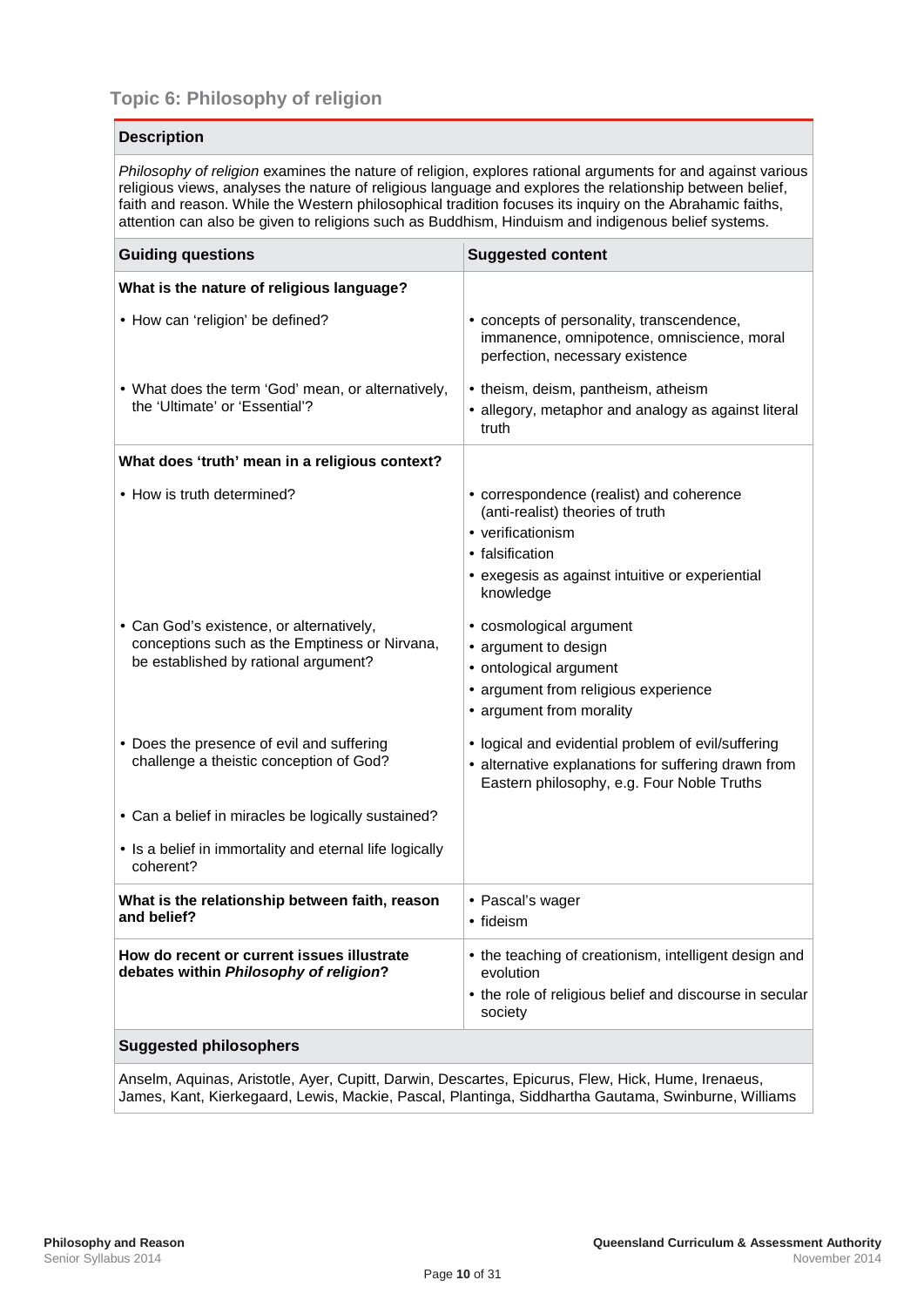## Topic 6: Philosophy of religion

**Description**

*Philosophy of religion* examines the nature of religion, explores rational arguments for and against various religious views, analyses the nature of religious language and explores the relationship between belief, faith and reason. While the Western philosophical tradition focuses its inquiry on the Abrahamic faiths, attention can also be given to religions such as Buddhism, Hinduism and indigenous belief systems.

| Guiding questions | Suggested content |
|---|---|
| **What is the nature of religious language?** | |
| • How can 'religion' be defined? | • concepts of personality, transcendence, immanence, omnipotence, omniscience, moral perfection, necessary existence |
| • What does the term 'God' mean, or alternatively, the 'Ultimate' or 'Essential'? | • theism, deism, pantheism, atheism<br>• allegory, metaphor and analogy as against literal truth |
| **What does 'truth' mean in a religious context?** | |
| • How is truth determined? | • correspondence (realist) and coherence (anti-realist) theories of truth<br>• verificationism<br>• falsification<br>• exegesis as against intuitive or experiential knowledge |
| • Can God's existence, or alternatively, conceptions such as the Emptiness or Nirvana, be established by rational argument? | • cosmological argument<br>• argument to design<br>• ontological argument<br>• argument from religious experience<br>• argument from morality |
| • Does the presence of evil and suffering challenge a theistic conception of God? | • logical and evidential problem of evil/suffering<br>• alternative explanations for suffering drawn from Eastern philosophy, e.g. Four Noble Truths |
| • Can a belief in miracles be logically sustained? | |
| • Is a belief in immortality and eternal life logically coherent? | |
| **What is the relationship between faith, reason and belief?** | • Pascal's wager<br>• fideism |
| **How do recent or current issues illustrate debates within *Philosophy of religion*?** | • the teaching of creationism, intelligent design and evolution<br>• the role of religious belief and discourse in secular society |

**Suggested philosophers**

Anselm, Aquinas, Aristotle, Ayer, Cupitt, Darwin, Descartes, Epicurus, Flew, Hick, Hume, Irenaeus, James, Kant, Kierkegaard, Lewis, Mackie, Pascal, Plantinga, Siddhartha Gautama, Swinburne, Williams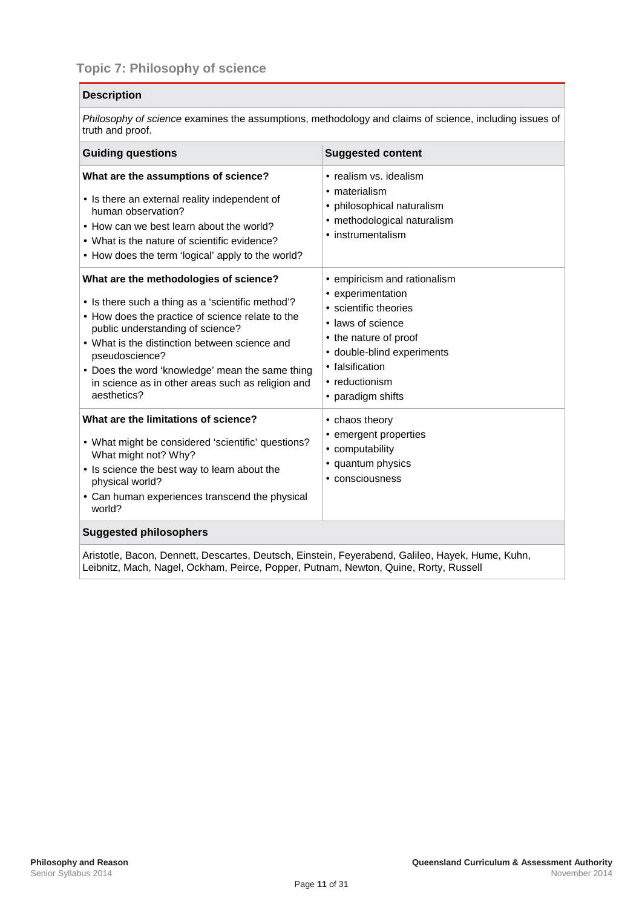### Topic 7: Philosophy of science

**Description**

*Philosophy of science* examines the assumptions, methodology and claims of science, including issues of truth and proof.

| Guiding questions | Suggested content |
|---|---|
| **What are the assumptions of science?**<br>• Is there an external reality independent of human observation?<br>• How can we best learn about the world?<br>• What is the nature of scientific evidence?<br>• How does the term 'logical' apply to the world? | • realism vs. idealism<br>• materialism<br>• philosophical naturalism<br>• methodological naturalism<br>• instrumentalism |
| **What are the methodologies of science?**<br>• Is there such a thing as a 'scientific method'?<br>• How does the practice of science relate to the public understanding of science?<br>• What is the distinction between science and pseudoscience?<br>• Does the word 'knowledge' mean the same thing in science as in other areas such as religion and aesthetics? | • empiricism and rationalism<br>• experimentation<br>• scientific theories<br>• laws of science<br>• the nature of proof<br>• double-blind experiments<br>• falsification<br>• reductionism<br>• paradigm shifts |
| **What are the limitations of science?**<br>• What might be considered 'scientific' questions? What might not? Why?<br>• Is science the best way to learn about the physical world?<br>• Can human experiences transcend the physical world? | • chaos theory<br>• emergent properties<br>• computability<br>• quantum physics<br>• consciousness |

**Suggested philosophers**

Aristotle, Bacon, Dennett, Descartes, Deutsch, Einstein, Feyerabend, Galileo, Hayek, Hume, Kuhn, Leibnitz, Mach, Nagel, Ockham, Peirce, Popper, Putnam, Newton, Quine, Rorty, Russell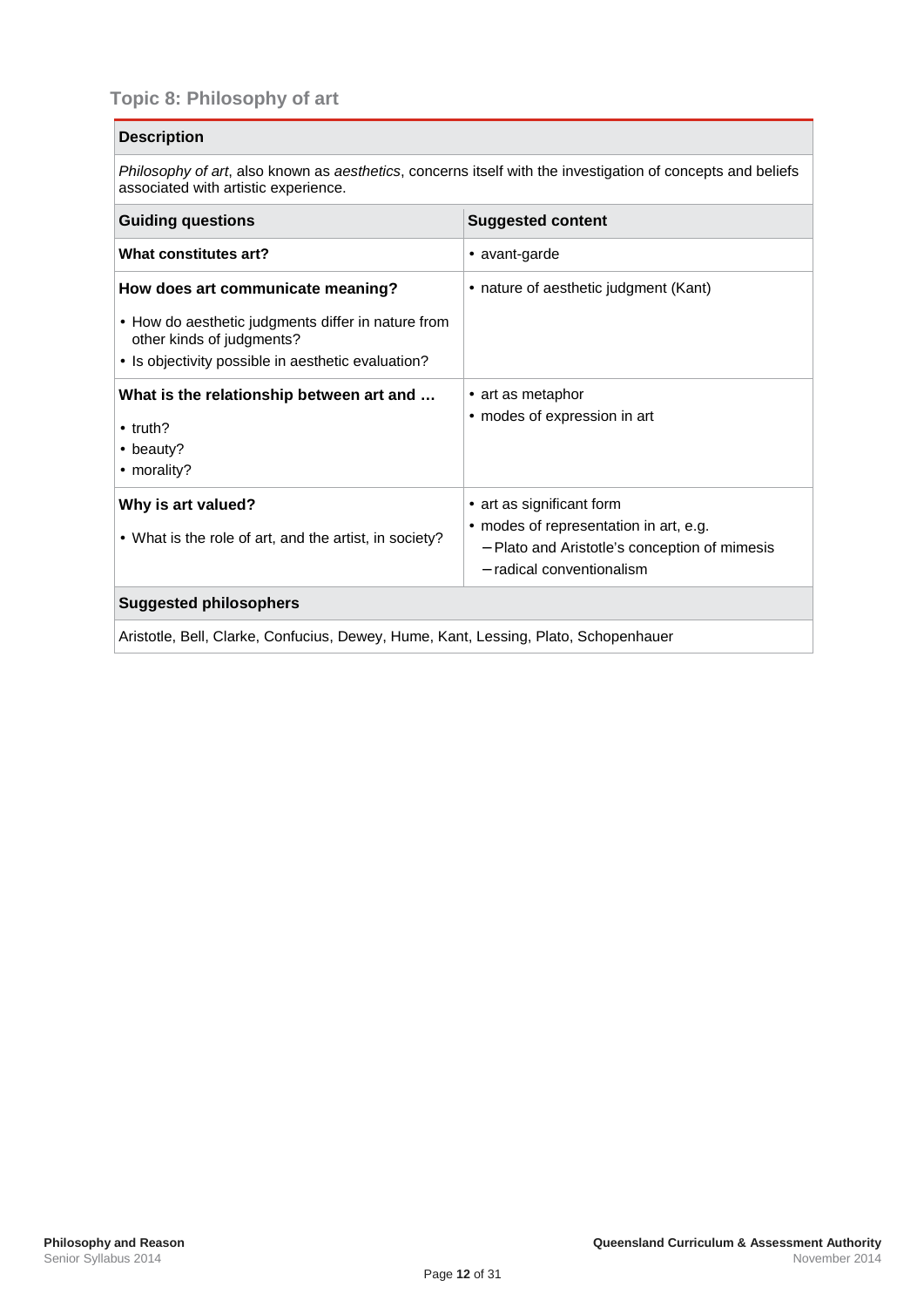### Topic 8: Philosophy of art

**Description**

*Philosophy of art*, also known as *aesthetics*, concerns itself with the investigation of concepts and beliefs associated with artistic experience.

| Guiding questions | Suggested content |
|---|---|
| **What constitutes art?** | • avant-garde |
| **How does art communicate meaning?**<br>• How do aesthetic judgments differ in nature from other kinds of judgments?<br>• Is objectivity possible in aesthetic evaluation? | • nature of aesthetic judgment (Kant) |
| **What is the relationship between art and …**<br>• truth?<br>• beauty?<br>• morality? | • art as metaphor<br>• modes of expression in art |
| **Why is art valued?**<br>• What is the role of art, and the artist, in society? | • art as significant form<br>• modes of representation in art, e.g.<br>– Plato and Aristotle's conception of mimesis<br>– radical conventionalism |

**Suggested philosophers**

Aristotle, Bell, Clarke, Confucius, Dewey, Hume, Kant, Lessing, Plato, Schopenhauer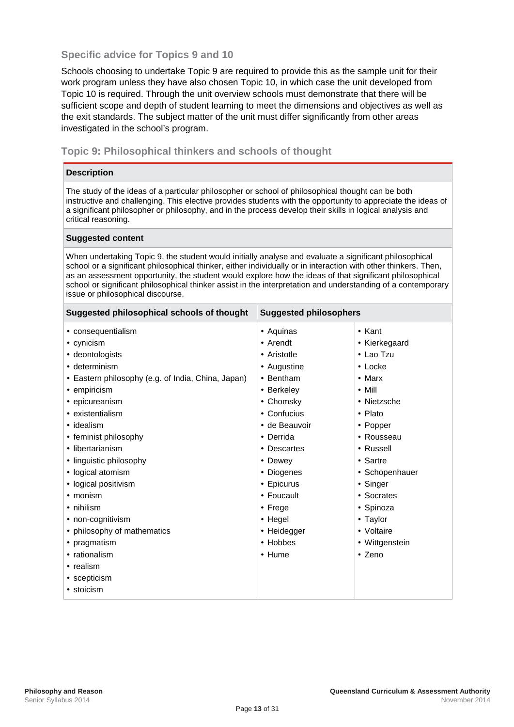### Specific advice for Topics 9 and 10

Schools choosing to undertake Topic 9 are required to provide this as the sample unit for their work program unless they have also chosen Topic 10, in which case the unit developed from Topic 10 is required. Through the unit overview schools must demonstrate that there will be sufficient scope and depth of student learning to meet the dimensions and objectives as well as the exit standards. The subject matter of the unit must differ significantly from other areas investigated in the school's program.

### Topic 9: Philosophical thinkers and schools of thought

**Description**

The study of the ideas of a particular philosopher or school of philosophical thought can be both instructive and challenging. This elective provides students with the opportunity to appreciate the ideas of a significant philosopher or philosophy, and in the process develop their skills in logical analysis and critical reasoning.

**Suggested content**

When undertaking Topic 9, the student would initially analyse and evaluate a significant philosophical school or a significant philosophical thinker, either individually or in interaction with other thinkers. Then, as an assessment opportunity, the student would explore how the ideas of that significant philosophical school or significant philosophical thinker assist in the interpretation and understanding of a contemporary issue or philosophical discourse.

| Suggested philosophical schools of thought | Suggested philosophers | |
|---|---|---|
| • consequentialism<br>• cynicism<br>• deontologists<br>• determinism<br>• Eastern philosophy (e.g. of India, China, Japan)<br>• empiricism<br>• epicureanism<br>• existentialism<br>• idealism<br>• feminist philosophy<br>• libertarianism<br>• linguistic philosophy<br>• logical atomism<br>• logical positivism<br>• monism<br>• nihilism<br>• non-cognitivism<br>• philosophy of mathematics<br>• pragmatism<br>• rationalism<br>• realism<br>• scepticism<br>• stoicism | • Aquinas<br>• Arendt<br>• Aristotle<br>• Augustine<br>• Bentham<br>• Berkeley<br>• Chomsky<br>• Confucius<br>• de Beauvoir<br>• Derrida<br>• Descartes<br>• Dewey<br>• Diogenes<br>• Epicurus<br>• Foucault<br>• Frege<br>• Hegel<br>• Heidegger<br>• Hobbes<br>• Hume | • Kant<br>• Kierkegaard<br>• Lao Tzu<br>• Locke<br>• Marx<br>• Mill<br>• Nietzsche<br>• Plato<br>• Popper<br>• Rousseau<br>• Russell<br>• Sartre<br>• Schopenhauer<br>• Singer<br>• Socrates<br>• Spinoza<br>• Taylor<br>• Voltaire<br>• Wittgenstein<br>• Zeno |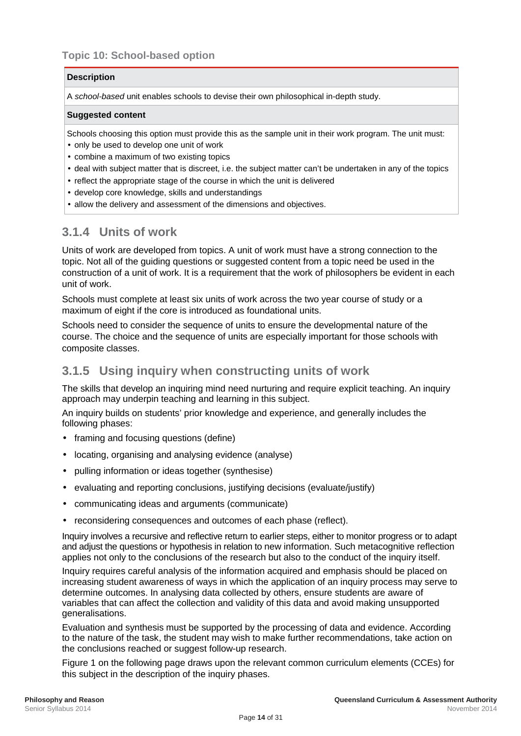#### Topic 10: School-based option

| **Description** |
|---|
| A *school-based* unit enables schools to devise their own philosophical in-depth study. |
| **Suggested content** |
| Schools choosing this option must provide this as the sample unit in their work program. The unit must:<br>• only be used to develop one unit of work<br>• combine a maximum of two existing topics<br>• deal with subject matter that is discreet, i.e. the subject matter can't be undertaken in any of the topics<br>• reflect the appropriate stage of the course in which the unit is delivered<br>• develop core knowledge, skills and understandings<br>• allow the delivery and assessment of the dimensions and objectives. |

### 3.1.4 Units of work

Units of work are developed from topics. A unit of work must have a strong connection to the topic. Not all of the guiding questions or suggested content from a topic need be used in the construction of a unit of work. It is a requirement that the work of philosophers be evident in each unit of work.

Schools must complete at least six units of work across the two year course of study or a maximum of eight if the core is introduced as foundational units.

Schools need to consider the sequence of units to ensure the developmental nature of the course. The choice and the sequence of units are especially important for those schools with composite classes.

### 3.1.5 Using inquiry when constructing units of work

The skills that develop an inquiring mind need nurturing and require explicit teaching. An inquiry approach may underpin teaching and learning in this subject.

An inquiry builds on students' prior knowledge and experience, and generally includes the following phases:

- framing and focusing questions (define)
- locating, organising and analysing evidence (analyse)
- pulling information or ideas together (synthesise)
- evaluating and reporting conclusions, justifying decisions (evaluate/justify)
- communicating ideas and arguments (communicate)
- reconsidering consequences and outcomes of each phase (reflect).

Inquiry involves a recursive and reflective return to earlier steps, either to monitor progress or to adapt and adjust the questions or hypothesis in relation to new information. Such metacognitive reflection applies not only to the conclusions of the research but also to the conduct of the inquiry itself.

Inquiry requires careful analysis of the information acquired and emphasis should be placed on increasing student awareness of ways in which the application of an inquiry process may serve to determine outcomes. In analysing data collected by others, ensure students are aware of variables that can affect the collection and validity of this data and avoid making unsupported generalisations.

Evaluation and synthesis must be supported by the processing of data and evidence. According to the nature of the task, the student may wish to make further recommendations, take action on the conclusions reached or suggest follow-up research.

Figure 1 on the following page draws upon the relevant common curriculum elements (CCEs) for this subject in the description of the inquiry phases.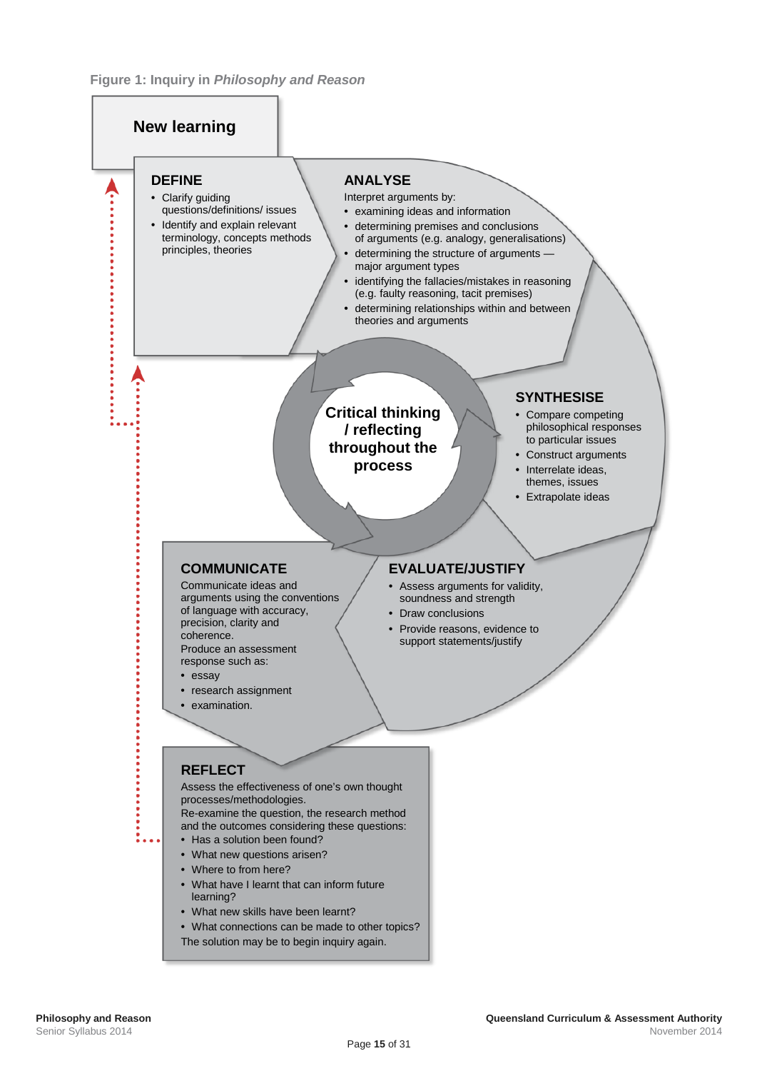**Figure 1: Inquiry in *Philosophy and Reason***

## New learning

### DEFINE

- Clarify guiding questions/definitions/ issues
- Identify and explain relevant terminology, concepts methods principles, theories

### ANALYSE

Interpret arguments by:

- examining ideas and information
- determining premises and conclusions of arguments (e.g. analogy, generalisations)
- determining the structure of arguments — major argument types
- identifying the fallacies/mistakes in reasoning (e.g. faulty reasoning, tacit premises)
- determining relationships within and between theories and arguments

### SYNTHESISE

- Compare competing philosophical responses to particular issues
- Construct arguments
- Interrelate ideas, themes, issues
- Extrapolate ideas

**Critical thinking / reflecting throughout the process**

### EVALUATE/JUSTIFY

- Assess arguments for validity, soundness and strength
- Draw conclusions
- Provide reasons, evidence to support statements/justify

### COMMUNICATE

Communicate ideas and arguments using the conventions of language with accuracy, precision, clarity and coherence.

Produce an assessment response such as:

- essay
- research assignment
- examination.

### REFLECT

Assess the effectiveness of one's own thought processes/methodologies.

Re-examine the question, the research method and the outcomes considering these questions:

- Has a solution been found?
- What new questions arisen?
- Where to from here?
- What have I learnt that can inform future learning?
- What new skills have been learnt?
- What connections can be made to other topics?

The solution may be to begin inquiry again.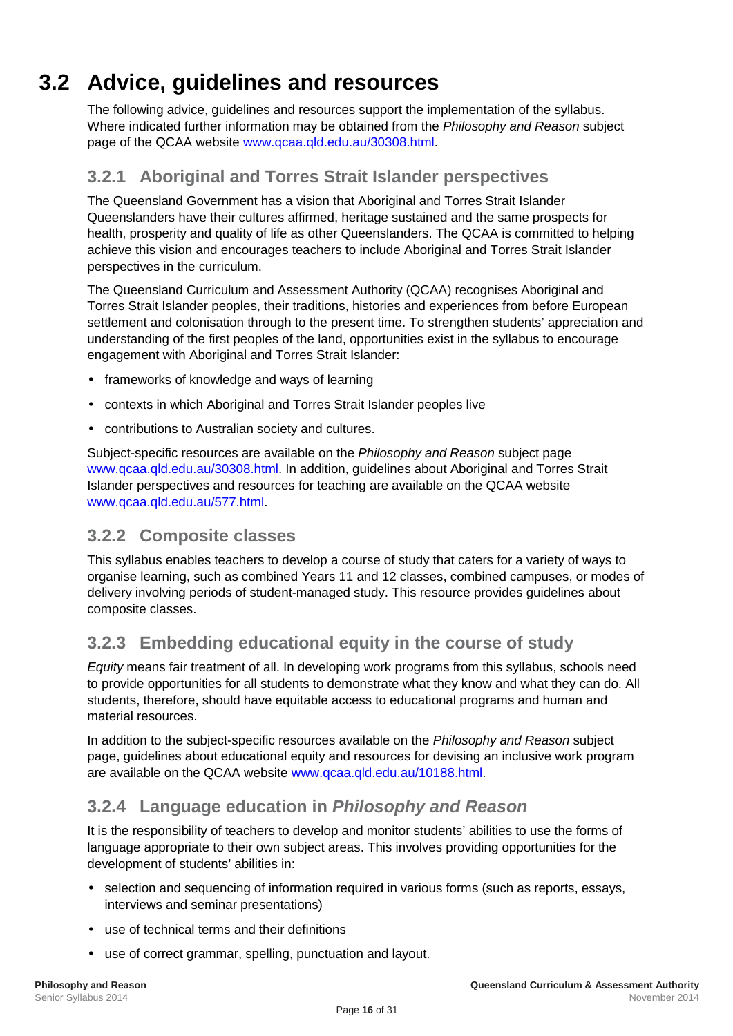## 3.2 Advice, guidelines and resources

The following advice, guidelines and resources support the implementation of the syllabus. Where indicated further information may be obtained from the *Philosophy and Reason* subject page of the QCAA website www.qcaa.qld.edu.au/30308.html.

### 3.2.1 Aboriginal and Torres Strait Islander perspectives

The Queensland Government has a vision that Aboriginal and Torres Strait Islander Queenslanders have their cultures affirmed, heritage sustained and the same prospects for health, prosperity and quality of life as other Queenslanders. The QCAA is committed to helping achieve this vision and encourages teachers to include Aboriginal and Torres Strait Islander perspectives in the curriculum.

The Queensland Curriculum and Assessment Authority (QCAA) recognises Aboriginal and Torres Strait Islander peoples, their traditions, histories and experiences from before European settlement and colonisation through to the present time. To strengthen students' appreciation and understanding of the first peoples of the land, opportunities exist in the syllabus to encourage engagement with Aboriginal and Torres Strait Islander:

- frameworks of knowledge and ways of learning
- contexts in which Aboriginal and Torres Strait Islander peoples live
- contributions to Australian society and cultures.

Subject-specific resources are available on the *Philosophy and Reason* subject page www.qcaa.qld.edu.au/30308.html. In addition, guidelines about Aboriginal and Torres Strait Islander perspectives and resources for teaching are available on the QCAA website www.qcaa.qld.edu.au/577.html.

### 3.2.2 Composite classes

This syllabus enables teachers to develop a course of study that caters for a variety of ways to organise learning, such as combined Years 11 and 12 classes, combined campuses, or modes of delivery involving periods of student-managed study. This resource provides guidelines about composite classes.

### 3.2.3 Embedding educational equity in the course of study

*Equity* means fair treatment of all. In developing work programs from this syllabus, schools need to provide opportunities for all students to demonstrate what they know and what they can do. All students, therefore, should have equitable access to educational programs and human and material resources.

In addition to the subject-specific resources available on the *Philosophy and Reason* subject page, guidelines about educational equity and resources for devising an inclusive work program are available on the QCAA website www.qcaa.qld.edu.au/10188.html.

### 3.2.4 Language education in *Philosophy and Reason*

It is the responsibility of teachers to develop and monitor students' abilities to use the forms of language appropriate to their own subject areas. This involves providing opportunities for the development of students' abilities in:

- selection and sequencing of information required in various forms (such as reports, essays, interviews and seminar presentations)
- use of technical terms and their definitions
- use of correct grammar, spelling, punctuation and layout.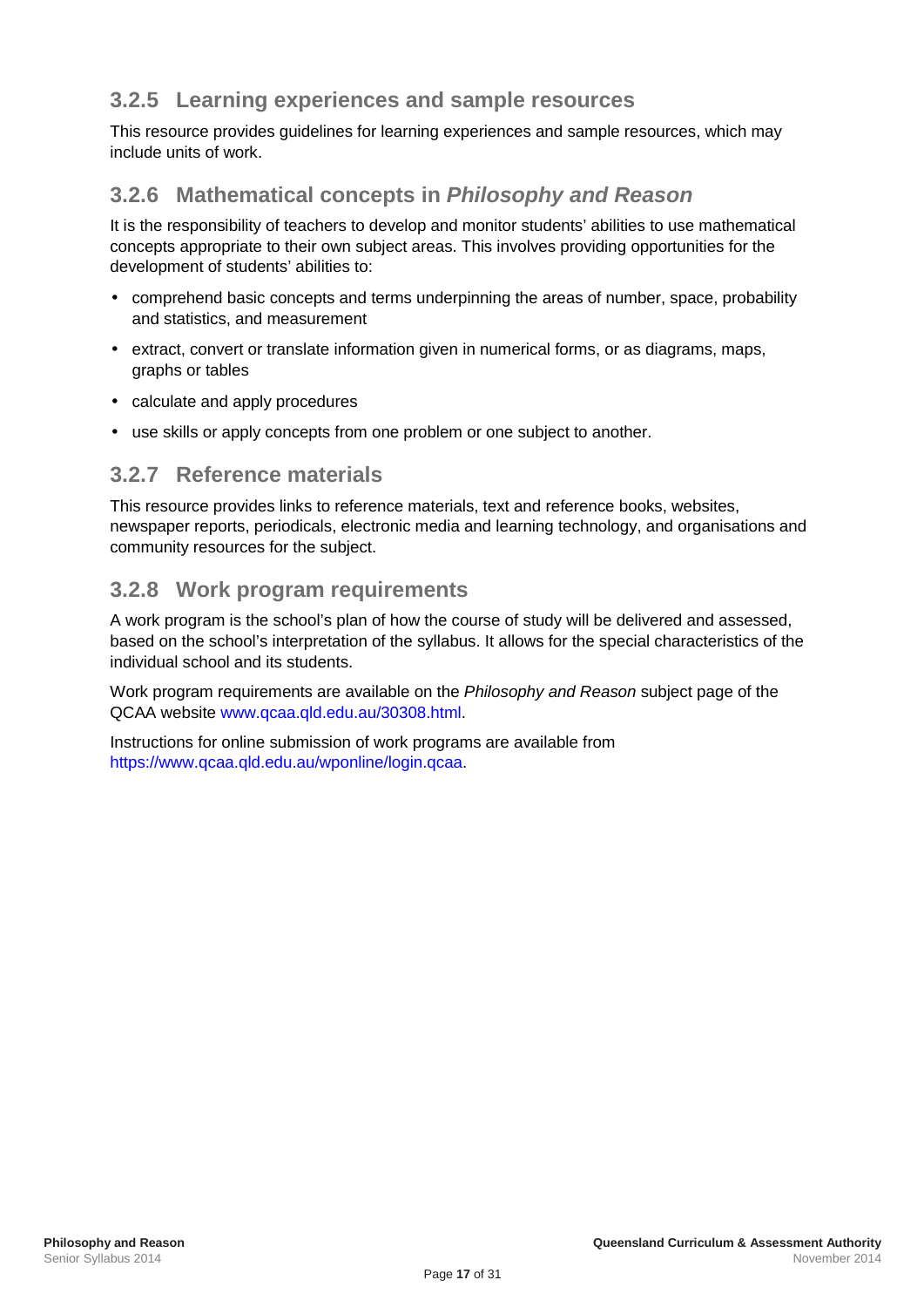### 3.2.5 Learning experiences and sample resources

This resource provides guidelines for learning experiences and sample resources, which may include units of work.

### 3.2.6 Mathematical concepts in *Philosophy and Reason*

It is the responsibility of teachers to develop and monitor students' abilities to use mathematical concepts appropriate to their own subject areas. This involves providing opportunities for the development of students' abilities to:

- comprehend basic concepts and terms underpinning the areas of number, space, probability and statistics, and measurement
- extract, convert or translate information given in numerical forms, or as diagrams, maps, graphs or tables
- calculate and apply procedures
- use skills or apply concepts from one problem or one subject to another.

### 3.2.7 Reference materials

This resource provides links to reference materials, text and reference books, websites, newspaper reports, periodicals, electronic media and learning technology, and organisations and community resources for the subject.

### 3.2.8 Work program requirements

A work program is the school's plan of how the course of study will be delivered and assessed, based on the school's interpretation of the syllabus. It allows for the special characteristics of the individual school and its students.

Work program requirements are available on the *Philosophy and Reason* subject page of the QCAA website www.qcaa.qld.edu.au/30308.html.

Instructions for online submission of work programs are available from https://www.qcaa.qld.edu.au/wponline/login.qcaa.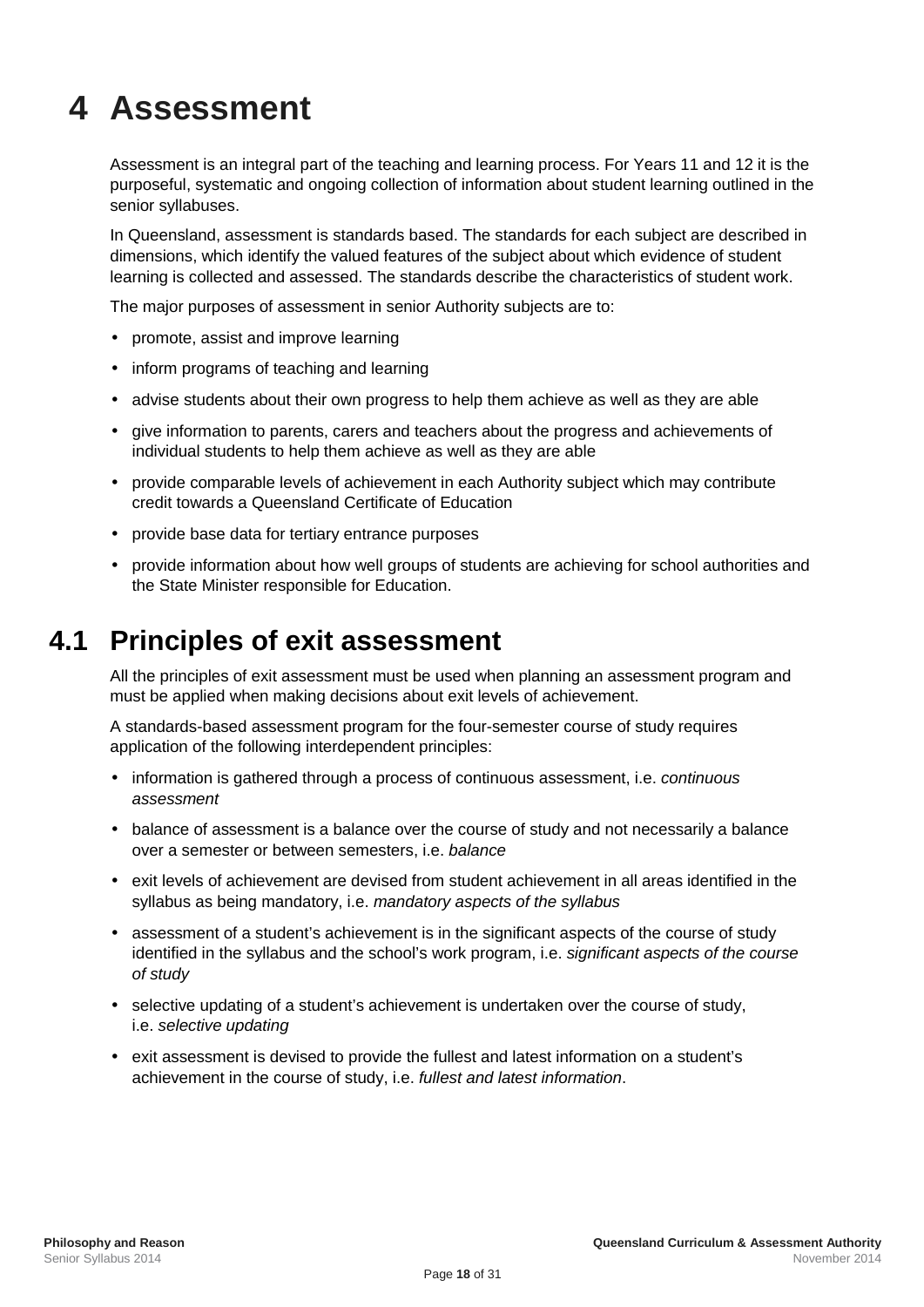# 4 Assessment

Assessment is an integral part of the teaching and learning process. For Years 11 and 12 it is the purposeful, systematic and ongoing collection of information about student learning outlined in the senior syllabuses.

In Queensland, assessment is standards based. The standards for each subject are described in dimensions, which identify the valued features of the subject about which evidence of student learning is collected and assessed. The standards describe the characteristics of student work.

The major purposes of assessment in senior Authority subjects are to:

- promote, assist and improve learning
- inform programs of teaching and learning
- advise students about their own progress to help them achieve as well as they are able
- give information to parents, carers and teachers about the progress and achievements of individual students to help them achieve as well as they are able
- provide comparable levels of achievement in each Authority subject which may contribute credit towards a Queensland Certificate of Education
- provide base data for tertiary entrance purposes
- provide information about how well groups of students are achieving for school authorities and the State Minister responsible for Education.

## 4.1 Principles of exit assessment

All the principles of exit assessment must be used when planning an assessment program and must be applied when making decisions about exit levels of achievement.

A standards-based assessment program for the four-semester course of study requires application of the following interdependent principles:

- information is gathered through a process of continuous assessment, i.e. *continuous assessment*
- balance of assessment is a balance over the course of study and not necessarily a balance over a semester or between semesters, i.e. *balance*
- exit levels of achievement are devised from student achievement in all areas identified in the syllabus as being mandatory, i.e. *mandatory aspects of the syllabus*
- assessment of a student's achievement is in the significant aspects of the course of study identified in the syllabus and the school's work program, i.e. *significant aspects of the course of study*
- selective updating of a student's achievement is undertaken over the course of study, i.e. *selective updating*
- exit assessment is devised to provide the fullest and latest information on a student's achievement in the course of study, i.e. *fullest and latest information*.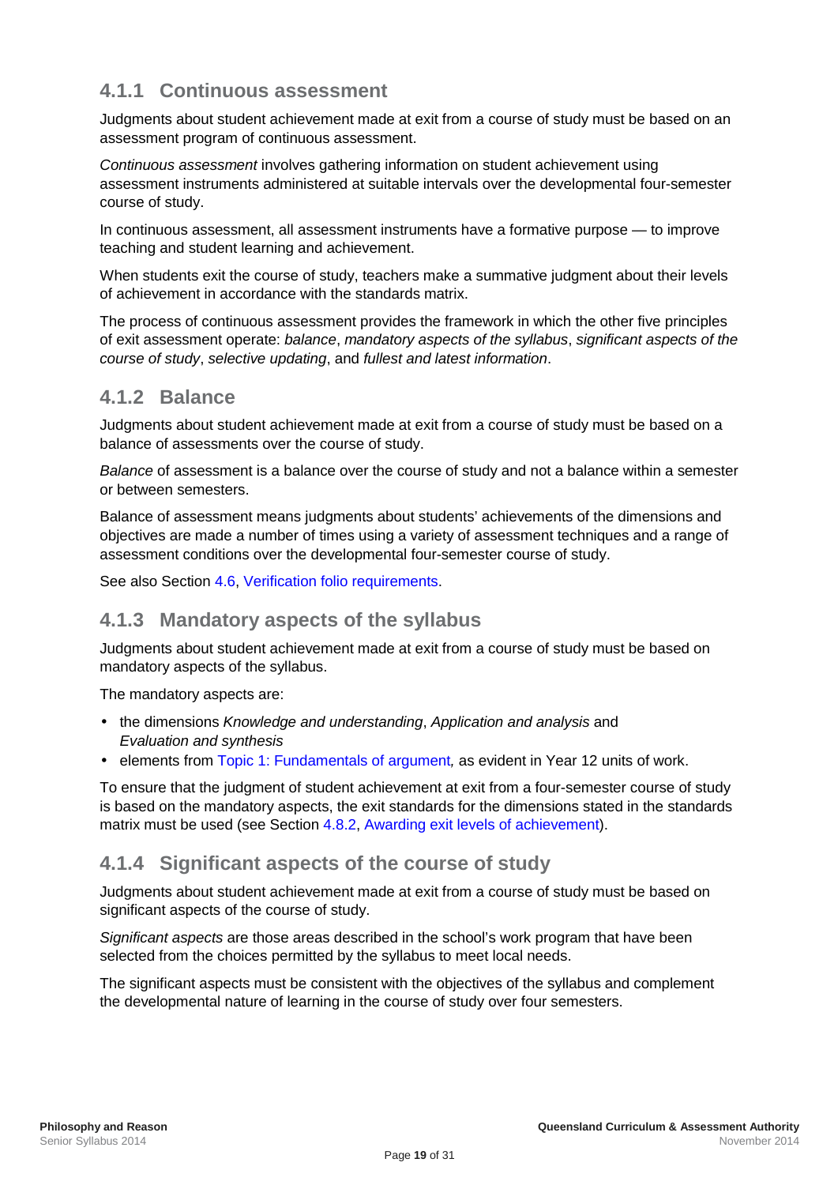### 4.1.1 Continuous assessment

Judgments about student achievement made at exit from a course of study must be based on an assessment program of continuous assessment.

*Continuous assessment* involves gathering information on student achievement using assessment instruments administered at suitable intervals over the developmental four-semester course of study.

In continuous assessment, all assessment instruments have a formative purpose — to improve teaching and student learning and achievement.

When students exit the course of study, teachers make a summative judgment about their levels of achievement in accordance with the standards matrix.

The process of continuous assessment provides the framework in which the other five principles of exit assessment operate: *balance*, *mandatory aspects of the syllabus*, *significant aspects of the course of study*, *selective updating*, and *fullest and latest information*.

### 4.1.2 Balance

Judgments about student achievement made at exit from a course of study must be based on a balance of assessments over the course of study.

*Balance* of assessment is a balance over the course of study and not a balance within a semester or between semesters.

Balance of assessment means judgments about students' achievements of the dimensions and objectives are made a number of times using a variety of assessment techniques and a range of assessment conditions over the developmental four-semester course of study.

See also Section 4.6, Verification folio requirements.

### 4.1.3 Mandatory aspects of the syllabus

Judgments about student achievement made at exit from a course of study must be based on mandatory aspects of the syllabus.

The mandatory aspects are:

- the dimensions *Knowledge and understanding*, *Application and analysis* and *Evaluation and synthesis*
- elements from Topic 1: Fundamentals of argument*,* as evident in Year 12 units of work.

To ensure that the judgment of student achievement at exit from a four-semester course of study is based on the mandatory aspects, the exit standards for the dimensions stated in the standards matrix must be used (see Section 4.8.2, Awarding exit levels of achievement).

### 4.1.4 Significant aspects of the course of study

Judgments about student achievement made at exit from a course of study must be based on significant aspects of the course of study.

*Significant aspects* are those areas described in the school's work program that have been selected from the choices permitted by the syllabus to meet local needs.

The significant aspects must be consistent with the objectives of the syllabus and complement the developmental nature of learning in the course of study over four semesters.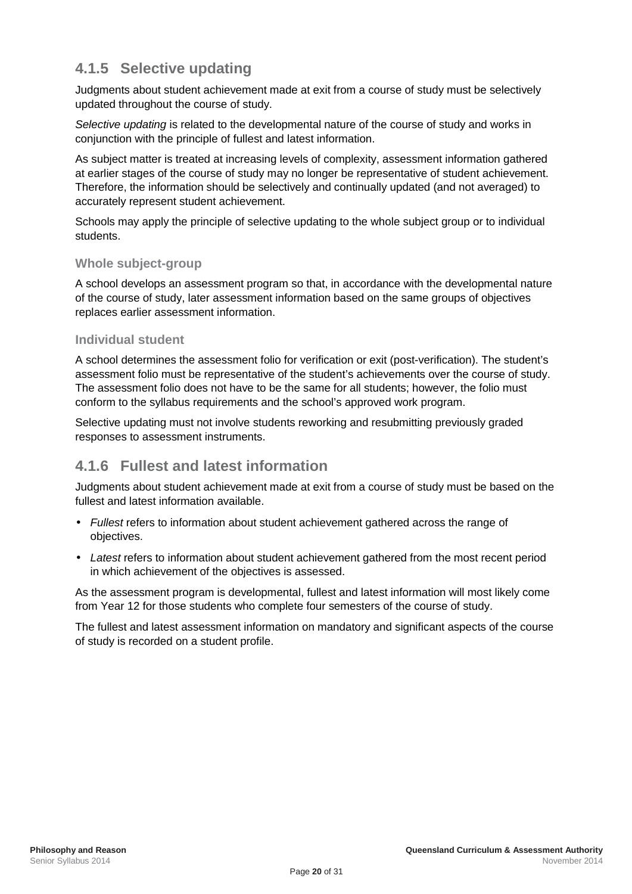### 4.1.5 Selective updating

Judgments about student achievement made at exit from a course of study must be selectively updated throughout the course of study.

*Selective updating* is related to the developmental nature of the course of study and works in conjunction with the principle of fullest and latest information.

As subject matter is treated at increasing levels of complexity, assessment information gathered at earlier stages of the course of study may no longer be representative of student achievement. Therefore, the information should be selectively and continually updated (and not averaged) to accurately represent student achievement.

Schools may apply the principle of selective updating to the whole subject group or to individual students.

#### Whole subject-group

A school develops an assessment program so that, in accordance with the developmental nature of the course of study, later assessment information based on the same groups of objectives replaces earlier assessment information.

#### Individual student

A school determines the assessment folio for verification or exit (post-verification). The student's assessment folio must be representative of the student's achievements over the course of study. The assessment folio does not have to be the same for all students; however, the folio must conform to the syllabus requirements and the school's approved work program.

Selective updating must not involve students reworking and resubmitting previously graded responses to assessment instruments.

### 4.1.6 Fullest and latest information

Judgments about student achievement made at exit from a course of study must be based on the fullest and latest information available.

- *Fullest* refers to information about student achievement gathered across the range of objectives.
- *Latest* refers to information about student achievement gathered from the most recent period in which achievement of the objectives is assessed.

As the assessment program is developmental, fullest and latest information will most likely come from Year 12 for those students who complete four semesters of the course of study.

The fullest and latest assessment information on mandatory and significant aspects of the course of study is recorded on a student profile.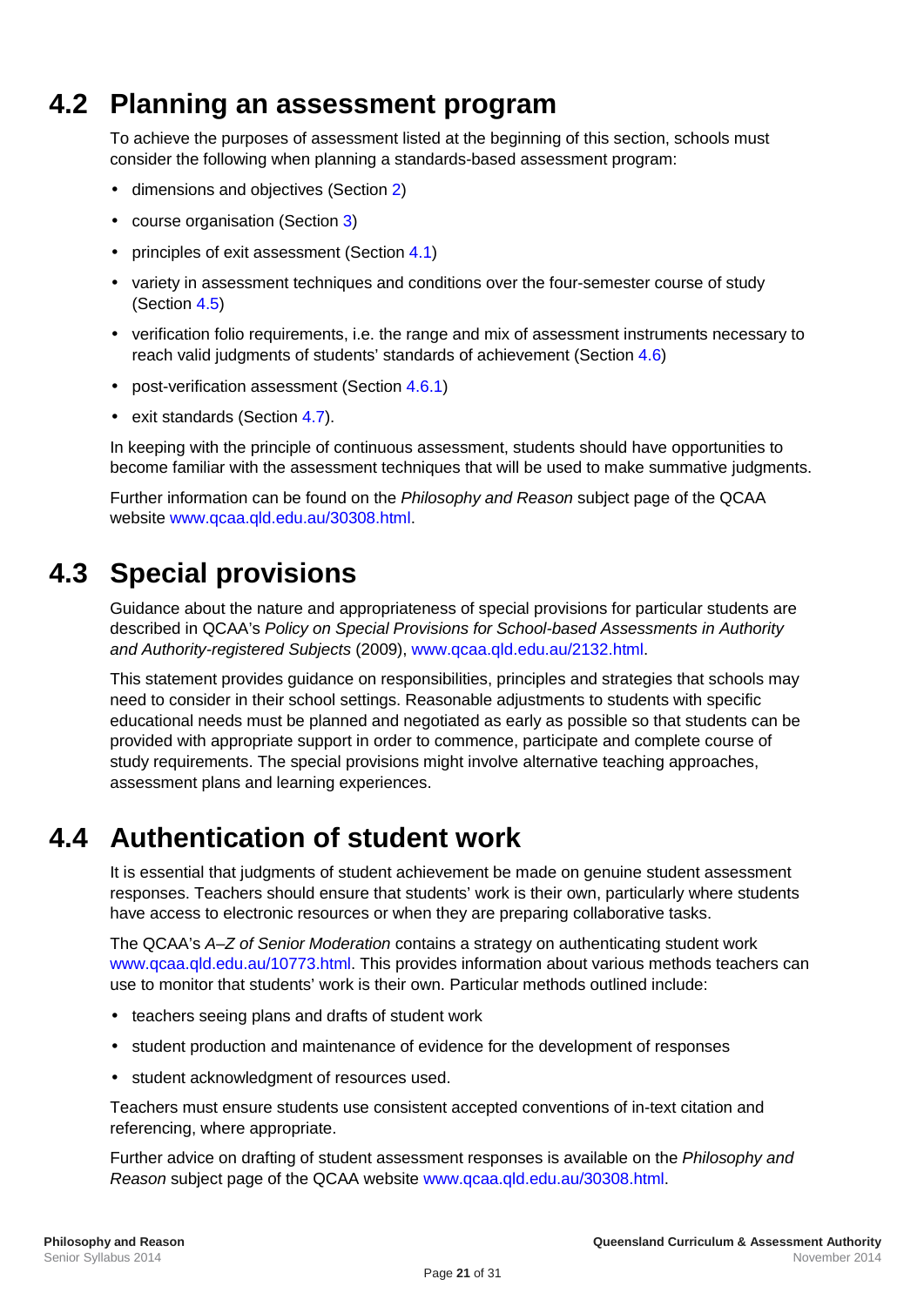## 4.2 Planning an assessment program

To achieve the purposes of assessment listed at the beginning of this section, schools must consider the following when planning a standards-based assessment program:

- dimensions and objectives (Section 2)
- course organisation (Section 3)
- principles of exit assessment (Section 4.1)
- variety in assessment techniques and conditions over the four-semester course of study (Section 4.5)
- verification folio requirements, i.e. the range and mix of assessment instruments necessary to reach valid judgments of students' standards of achievement (Section 4.6)
- post-verification assessment (Section 4.6.1)
- exit standards (Section 4.7).

In keeping with the principle of continuous assessment, students should have opportunities to become familiar with the assessment techniques that will be used to make summative judgments.

Further information can be found on the *Philosophy and Reason* subject page of the QCAA website www.qcaa.qld.edu.au/30308.html.

## 4.3 Special provisions

Guidance about the nature and appropriateness of special provisions for particular students are described in QCAA's *Policy on Special Provisions for School-based Assessments in Authority and Authority-registered Subjects* (2009), www.qcaa.qld.edu.au/2132.html.

This statement provides guidance on responsibilities, principles and strategies that schools may need to consider in their school settings. Reasonable adjustments to students with specific educational needs must be planned and negotiated as early as possible so that students can be provided with appropriate support in order to commence, participate and complete course of study requirements. The special provisions might involve alternative teaching approaches, assessment plans and learning experiences.

## 4.4 Authentication of student work

It is essential that judgments of student achievement be made on genuine student assessment responses. Teachers should ensure that students' work is their own, particularly where students have access to electronic resources or when they are preparing collaborative tasks.

The QCAA's *A–Z of Senior Moderation* contains a strategy on authenticating student work www.qcaa.qld.edu.au/10773.html. This provides information about various methods teachers can use to monitor that students' work is their own. Particular methods outlined include:

- teachers seeing plans and drafts of student work
- student production and maintenance of evidence for the development of responses
- student acknowledgment of resources used.

Teachers must ensure students use consistent accepted conventions of in-text citation and referencing, where appropriate.

Further advice on drafting of student assessment responses is available on the *Philosophy and Reason* subject page of the QCAA website www.qcaa.qld.edu.au/30308.html.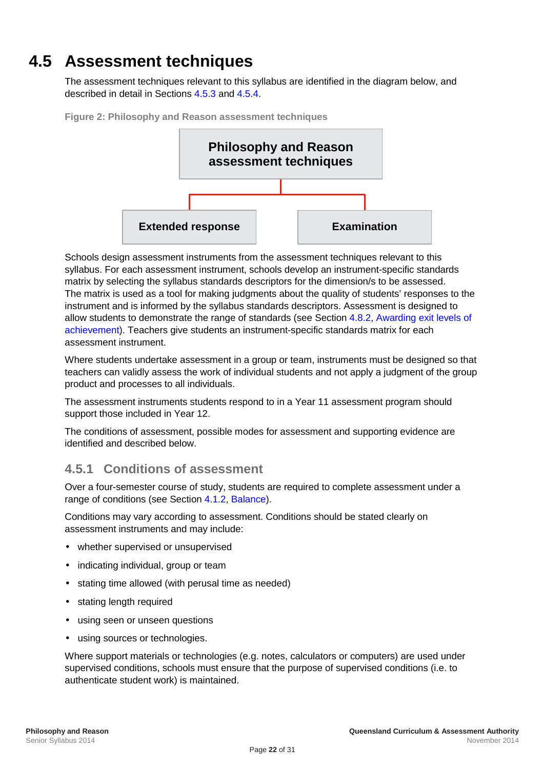## 4.5 Assessment techniques

The assessment techniques relevant to this syllabus are identified in the diagram below, and described in detail in Sections 4.5.3 and 4.5.4.

**Figure 2: Philosophy and Reason assessment techniques**

- **Philosophy and Reason assessment techniques**
  - Extended response
  - Examination

Schools design assessment instruments from the assessment techniques relevant to this syllabus. For each assessment instrument, schools develop an instrument-specific standards matrix by selecting the syllabus standards descriptors for the dimension/s to be assessed. The matrix is used as a tool for making judgments about the quality of students' responses to the instrument and is informed by the syllabus standards descriptors. Assessment is designed to allow students to demonstrate the range of standards (see Section 4.8.2, Awarding exit levels of achievement). Teachers give students an instrument-specific standards matrix for each assessment instrument.

Where students undertake assessment in a group or team, instruments must be designed so that teachers can validly assess the work of individual students and not apply a judgment of the group product and processes to all individuals.

The assessment instruments students respond to in a Year 11 assessment program should support those included in Year 12.

The conditions of assessment, possible modes for assessment and supporting evidence are identified and described below.

### 4.5.1 Conditions of assessment

Over a four-semester course of study, students are required to complete assessment under a range of conditions (see Section 4.1.2, Balance).

Conditions may vary according to assessment. Conditions should be stated clearly on assessment instruments and may include:

- whether supervised or unsupervised
- indicating individual, group or team
- stating time allowed (with perusal time as needed)
- stating length required
- using seen or unseen questions
- using sources or technologies.

Where support materials or technologies (e.g. notes, calculators or computers) are used under supervised conditions, schools must ensure that the purpose of supervised conditions (i.e. to authenticate student work) is maintained.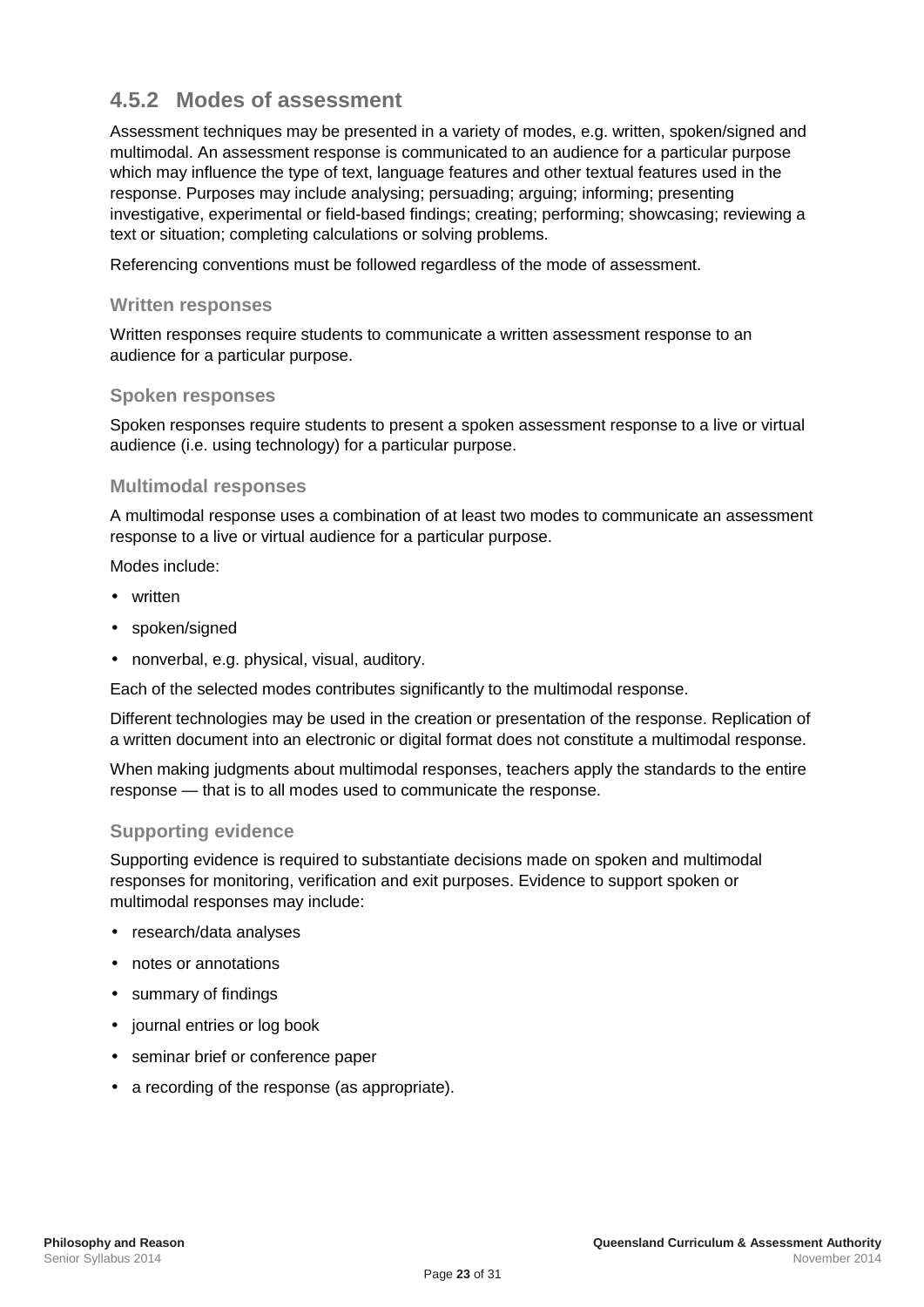### 4.5.2 Modes of assessment

Assessment techniques may be presented in a variety of modes, e.g. written, spoken/signed and multimodal. An assessment response is communicated to an audience for a particular purpose which may influence the type of text, language features and other textual features used in the response. Purposes may include analysing; persuading; arguing; informing; presenting investigative, experimental or field-based findings; creating; performing; showcasing; reviewing a text or situation; completing calculations or solving problems.

Referencing conventions must be followed regardless of the mode of assessment.

#### Written responses

Written responses require students to communicate a written assessment response to an audience for a particular purpose.

#### Spoken responses

Spoken responses require students to present a spoken assessment response to a live or virtual audience (i.e. using technology) for a particular purpose.

#### Multimodal responses

A multimodal response uses a combination of at least two modes to communicate an assessment response to a live or virtual audience for a particular purpose.

Modes include:

- written
- spoken/signed
- nonverbal, e.g. physical, visual, auditory.

Each of the selected modes contributes significantly to the multimodal response.

Different technologies may be used in the creation or presentation of the response. Replication of a written document into an electronic or digital format does not constitute a multimodal response.

When making judgments about multimodal responses, teachers apply the standards to the entire response — that is to all modes used to communicate the response.

#### Supporting evidence

Supporting evidence is required to substantiate decisions made on spoken and multimodal responses for monitoring, verification and exit purposes. Evidence to support spoken or multimodal responses may include:

- research/data analyses
- notes or annotations
- summary of findings
- journal entries or log book
- seminar brief or conference paper
- a recording of the response (as appropriate).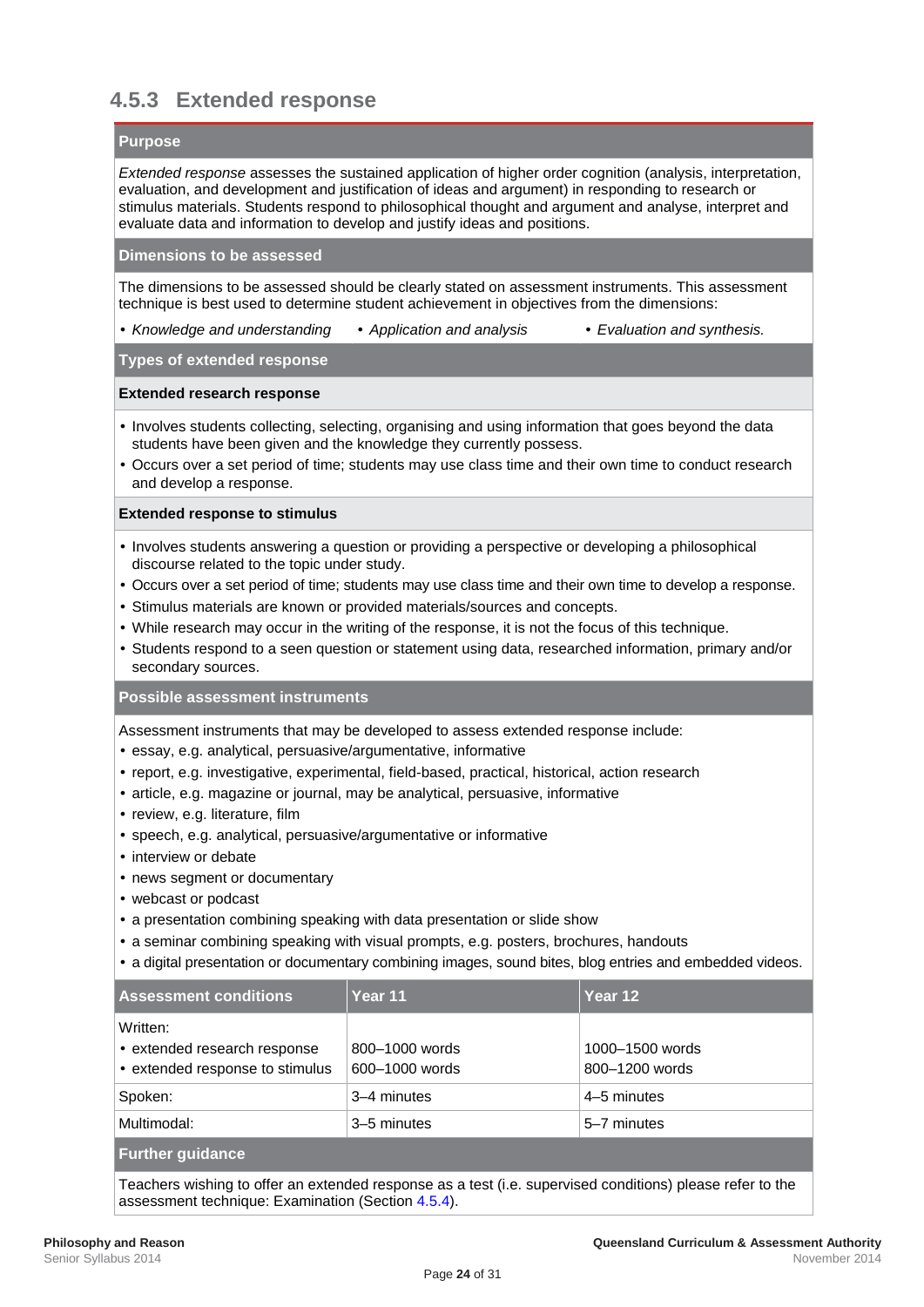### 4.5.3 Extended response

**Purpose**

*Extended response* assesses the sustained application of higher order cognition (analysis, interpretation, evaluation, and development and justification of ideas and argument) in responding to research or stimulus materials. Students respond to philosophical thought and argument and analyse, interpret and evaluate data and information to develop and justify ideas and positions.

**Dimensions to be assessed**

The dimensions to be assessed should be clearly stated on assessment instruments. This assessment technique is best used to determine student achievement in objectives from the dimensions:

- *Knowledge and understanding*
- *Application and analysis*
- *Evaluation and synthesis.*

**Types of extended response**

**Extended research response**

- Involves students collecting, selecting, organising and using information that goes beyond the data students have been given and the knowledge they currently possess.
- Occurs over a set period of time; students may use class time and their own time to conduct research and develop a response.

**Extended response to stimulus**

- Involves students answering a question or providing a perspective or developing a philosophical discourse related to the topic under study.
- Occurs over a set period of time; students may use class time and their own time to develop a response.
- Stimulus materials are known or provided materials/sources and concepts.
- While research may occur in the writing of the response, it is not the focus of this technique.
- Students respond to a seen question or statement using data, researched information, primary and/or secondary sources.

**Possible assessment instruments**

Assessment instruments that may be developed to assess extended response include:

- essay, e.g. analytical, persuasive/argumentative, informative
- report, e.g. investigative, experimental, field-based, practical, historical, action research
- article, e.g. magazine or journal, may be analytical, persuasive, informative
- review, e.g. literature, film
- speech, e.g. analytical, persuasive/argumentative or informative
- interview or debate
- news segment or documentary
- webcast or podcast
- a presentation combining speaking with data presentation or slide show
- a seminar combining speaking with visual prompts, e.g. posters, brochures, handouts
- a digital presentation or documentary combining images, sound bites, blog entries and embedded videos.

| Assessment conditions | Year 11 | Year 12 |
|---|---|---|
| Written: | | |
| • extended research response | 800–1000 words | 1000–1500 words |
| • extended response to stimulus | 600–1000 words | 800–1200 words |
| Spoken: | 3–4 minutes | 4–5 minutes |
| Multimodal: | 3–5 minutes | 5–7 minutes |

**Further guidance**

Teachers wishing to offer an extended response as a test (i.e. supervised conditions) please refer to the assessment technique: Examination (Section 4.5.4).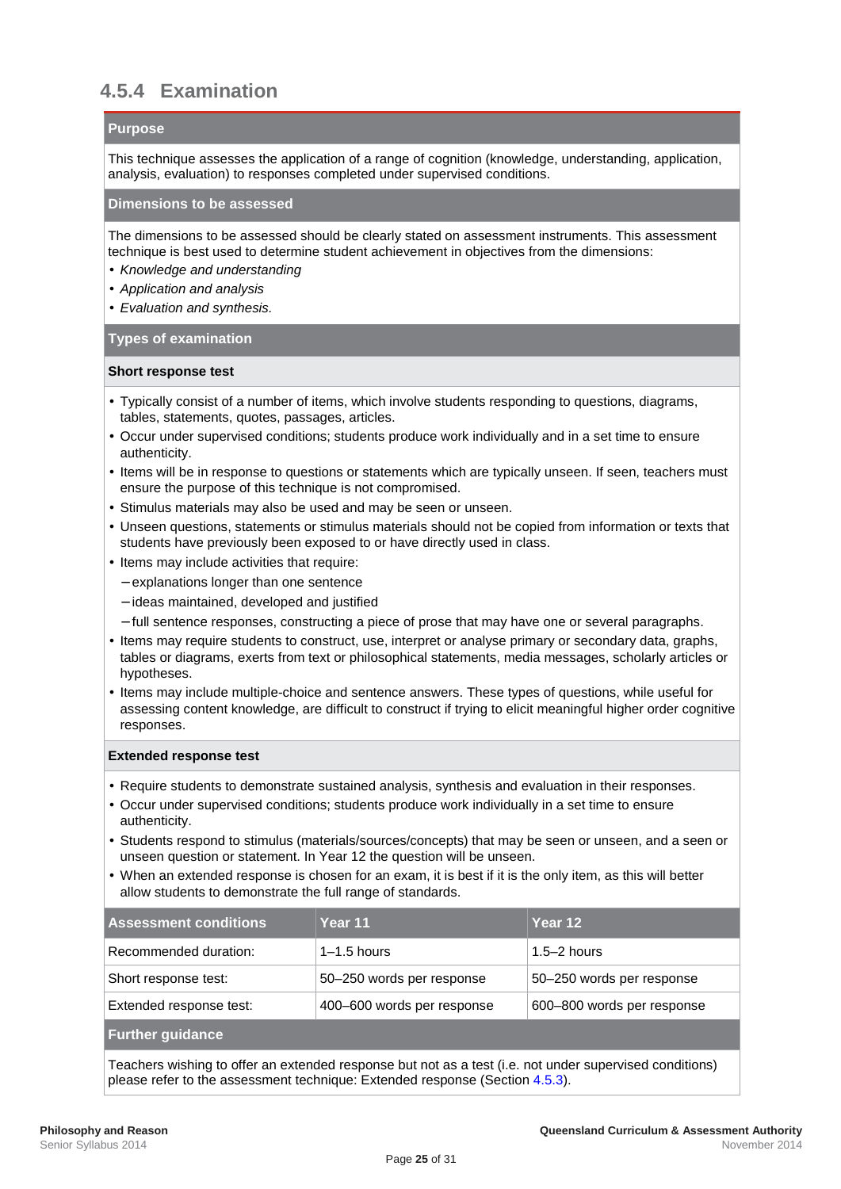## 4.5.4 Examination

### Purpose

This technique assesses the application of a range of cognition (knowledge, understanding, application, analysis, evaluation) to responses completed under supervised conditions.

### Dimensions to be assessed

The dimensions to be assessed should be clearly stated on assessment instruments. This assessment technique is best used to determine student achievement in objectives from the dimensions:

- *Knowledge and understanding*
- *Application and analysis*
- *Evaluation and synthesis.*

### Types of examination

#### Short response test

- Typically consist of a number of items, which involve students responding to questions, diagrams, tables, statements, quotes, passages, articles.
- Occur under supervised conditions; students produce work individually and in a set time to ensure authenticity.
- Items will be in response to questions or statements which are typically unseen. If seen, teachers must ensure the purpose of this technique is not compromised.
- Stimulus materials may also be used and may be seen or unseen.
- Unseen questions, statements or stimulus materials should not be copied from information or texts that students have previously been exposed to or have directly used in class.
- Items may include activities that require:
  - explanations longer than one sentence
  - ideas maintained, developed and justified
  - full sentence responses, constructing a piece of prose that may have one or several paragraphs.
- Items may require students to construct, use, interpret or analyse primary or secondary data, graphs, tables or diagrams, exerts from text or philosophical statements, media messages, scholarly articles or hypotheses.
- Items may include multiple-choice and sentence answers. These types of questions, while useful for assessing content knowledge, are difficult to construct if trying to elicit meaningful higher order cognitive responses.

#### Extended response test

- Require students to demonstrate sustained analysis, synthesis and evaluation in their responses.
- Occur under supervised conditions; students produce work individually in a set time to ensure authenticity.
- Students respond to stimulus (materials/sources/concepts) that may be seen or unseen, and a seen or unseen question or statement. In Year 12 the question will be unseen.
- When an extended response is chosen for an exam, it is best if it is the only item, as this will better allow students to demonstrate the full range of standards.

| Assessment conditions | Year 11 | Year 12 |
|---|---|---|
| Recommended duration: | 1–1.5 hours | 1.5–2 hours |
| Short response test: | 50–250 words per response | 50–250 words per response |
| Extended response test: | 400–600 words per response | 600–800 words per response |

### Further guidance

Teachers wishing to offer an extended response but not as a test (i.e. not under supervised conditions) please refer to the assessment technique: Extended response (Section 4.5.3).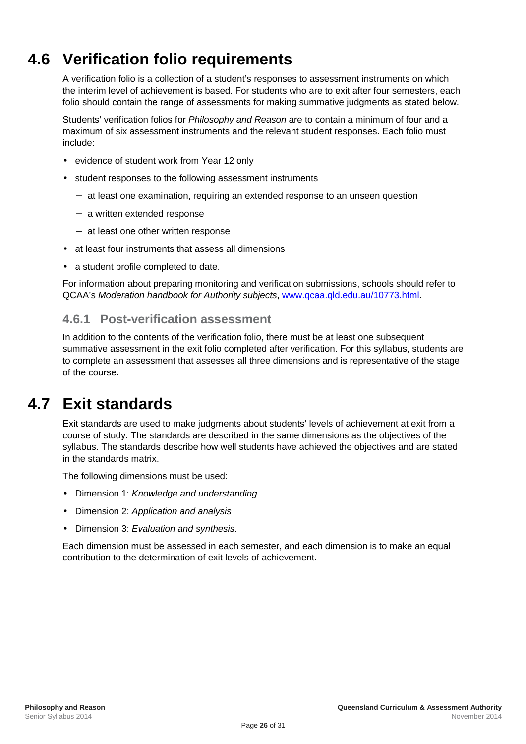## 4.6 Verification folio requirements

A verification folio is a collection of a student's responses to assessment instruments on which the interim level of achievement is based. For students who are to exit after four semesters, each folio should contain the range of assessments for making summative judgments as stated below.

Students' verification folios for *Philosophy and Reason* are to contain a minimum of four and a maximum of six assessment instruments and the relevant student responses. Each folio must include:

- evidence of student work from Year 12 only
- student responses to the following assessment instruments
  - at least one examination, requiring an extended response to an unseen question
  - a written extended response
  - at least one other written response
- at least four instruments that assess all dimensions
- a student profile completed to date.

For information about preparing monitoring and verification submissions, schools should refer to QCAA's *Moderation handbook for Authority subjects*, www.qcaa.qld.edu.au/10773.html.

### 4.6.1 Post-verification assessment

In addition to the contents of the verification folio, there must be at least one subsequent summative assessment in the exit folio completed after verification. For this syllabus, students are to complete an assessment that assesses all three dimensions and is representative of the stage of the course.

## 4.7 Exit standards

Exit standards are used to make judgments about students' levels of achievement at exit from a course of study. The standards are described in the same dimensions as the objectives of the syllabus. The standards describe how well students have achieved the objectives and are stated in the standards matrix.

The following dimensions must be used:

- Dimension 1: *Knowledge and understanding*
- Dimension 2: *Application and analysis*
- Dimension 3: *Evaluation and synthesis*.

Each dimension must be assessed in each semester, and each dimension is to make an equal contribution to the determination of exit levels of achievement.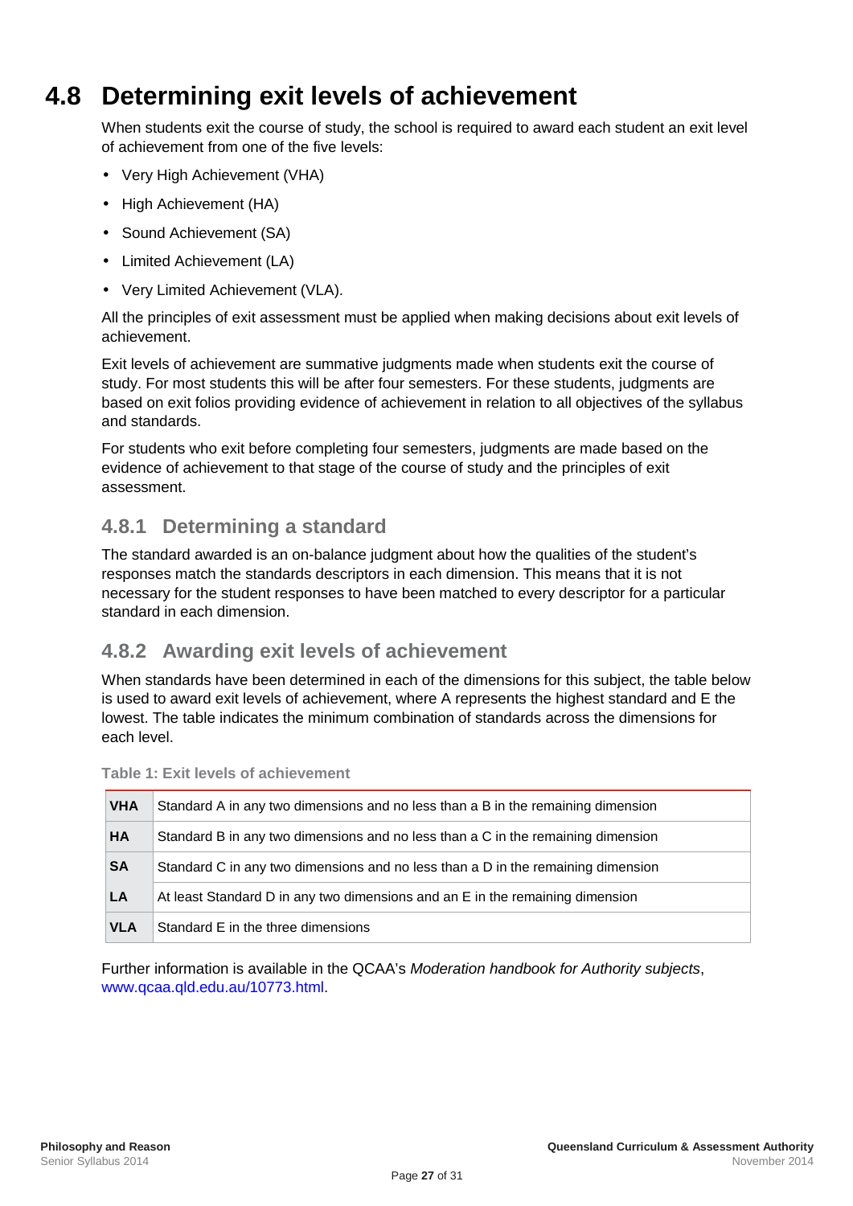## 4.8 Determining exit levels of achievement

When students exit the course of study, the school is required to award each student an exit level of achievement from one of the five levels:

- Very High Achievement (VHA)
- High Achievement (HA)
- Sound Achievement (SA)
- Limited Achievement (LA)
- Very Limited Achievement (VLA).

All the principles of exit assessment must be applied when making decisions about exit levels of achievement.

Exit levels of achievement are summative judgments made when students exit the course of study. For most students this will be after four semesters. For these students, judgments are based on exit folios providing evidence of achievement in relation to all objectives of the syllabus and standards.

For students who exit before completing four semesters, judgments are made based on the evidence of achievement to that stage of the course of study and the principles of exit assessment.

### 4.8.1 Determining a standard

The standard awarded is an on-balance judgment about how the qualities of the student's responses match the standards descriptors in each dimension. This means that it is not necessary for the student responses to have been matched to every descriptor for a particular standard in each dimension.

### 4.8.2 Awarding exit levels of achievement

When standards have been determined in each of the dimensions for this subject, the table below is used to award exit levels of achievement, where A represents the highest standard and E the lowest. The table indicates the minimum combination of standards across the dimensions for each level.

**Table 1: Exit levels of achievement**

| | |
|---|---|
| **VHA** | Standard A in any two dimensions and no less than a B in the remaining dimension |
| **HA** | Standard B in any two dimensions and no less than a C in the remaining dimension |
| **SA** | Standard C in any two dimensions and no less than a D in the remaining dimension |
| **LA** | At least Standard D in any two dimensions and an E in the remaining dimension |
| **VLA** | Standard E in the three dimensions |

Further information is available in the QCAA's *Moderation handbook for Authority subjects*, www.qcaa.qld.edu.au/10773.html.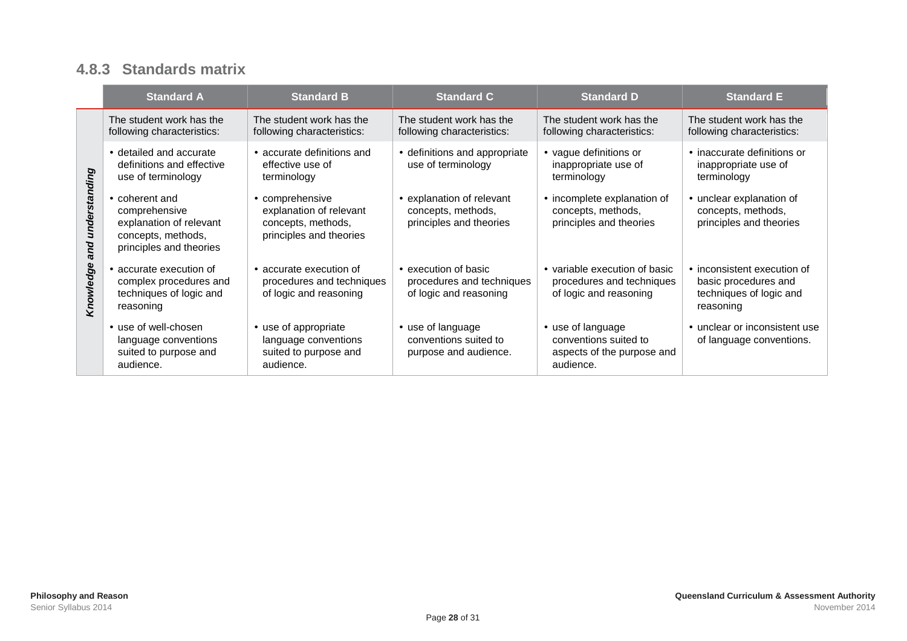### 4.8.3 Standards matrix

| | Standard A | Standard B | Standard C | Standard D | Standard E |
|---|---|---|---|---|---|
| ***Knowledge and understanding*** | The student work has the following characteristics: | The student work has the following characteristics: | The student work has the following characteristics: | The student work has the following characteristics: | The student work has the following characteristics: |
| | • detailed and accurate definitions and effective use of terminology | • accurate definitions and effective use of terminology | • definitions and appropriate use of terminology | • vague definitions or inappropriate use of terminology | • inaccurate definitions or inappropriate use of terminology |
| | • coherent and comprehensive explanation of relevant concepts, methods, principles and theories | • comprehensive explanation of relevant concepts, methods, principles and theories | • explanation of relevant concepts, methods, principles and theories | • incomplete explanation of concepts, methods, principles and theories | • unclear explanation of concepts, methods, principles and theories |
| | • accurate execution of complex procedures and techniques of logic and reasoning | • accurate execution of procedures and techniques of logic and reasoning | • execution of basic procedures and techniques of logic and reasoning | • variable execution of basic procedures and techniques of logic and reasoning | • inconsistent execution of basic procedures and techniques of logic and reasoning |
| | • use of well-chosen language conventions suited to purpose and audience. | • use of appropriate language conventions suited to purpose and audience. | • use of language conventions suited to purpose and audience. | • use of language conventions suited to aspects of the purpose and audience. | • unclear or inconsistent use of language conventions. |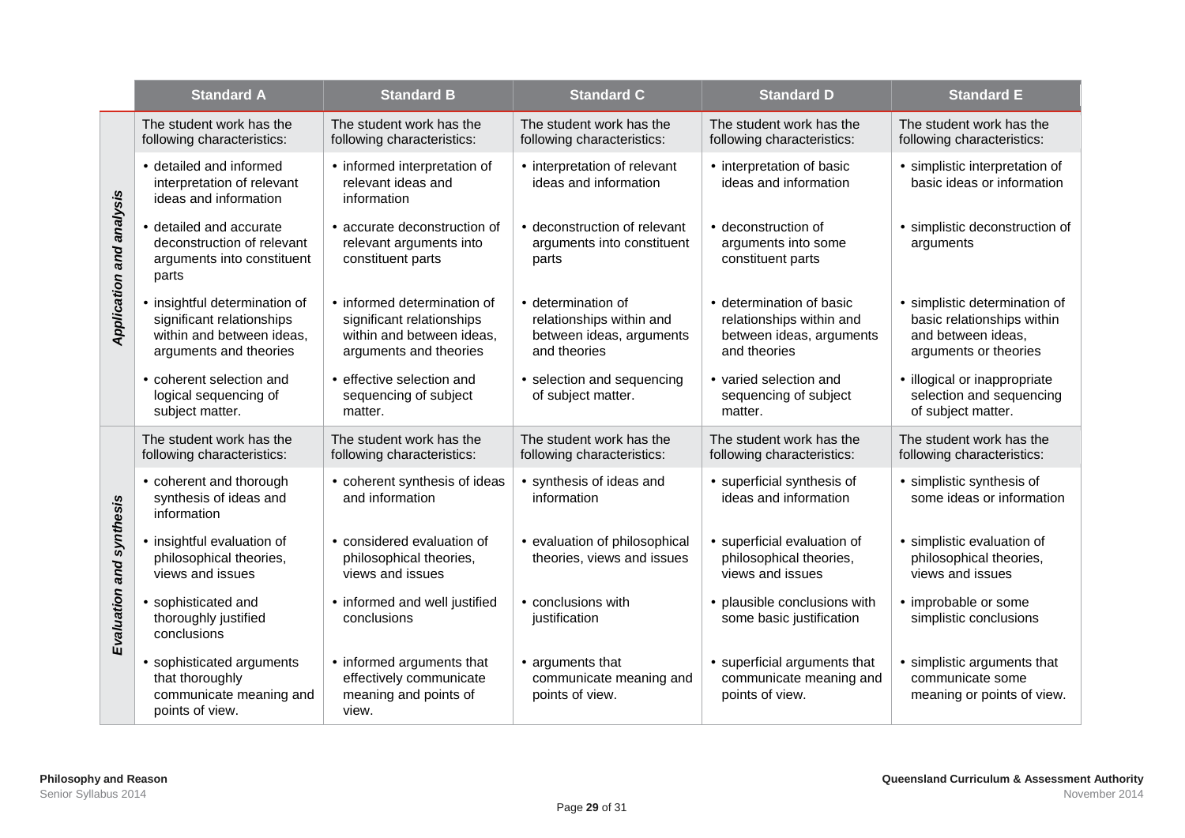| | Standard A | Standard B | Standard C | Standard D | Standard E |
|---|---|---|---|---|---|
| ***Application and analysis*** | The student work has the following characteristics: | The student work has the following characteristics: | The student work has the following characteristics: | The student work has the following characteristics: | The student work has the following characteristics: |
| | • detailed and informed interpretation of relevant ideas and information | • informed interpretation of relevant ideas and information | • interpretation of relevant ideas and information | • interpretation of basic ideas and information | • simplistic interpretation of basic ideas or information |
| | • detailed and accurate deconstruction of relevant arguments into constituent parts | • accurate deconstruction of relevant arguments into constituent parts | • deconstruction of relevant arguments into constituent parts | • deconstruction of arguments into some constituent parts | • simplistic deconstruction of arguments |
| | • insightful determination of significant relationships within and between ideas, arguments and theories | • informed determination of significant relationships within and between ideas, arguments and theories | • determination of relationships within and between ideas, arguments and theories | • determination of basic relationships within and between ideas, arguments and theories | • simplistic determination of basic relationships within and between ideas, arguments or theories |
| | • coherent selection and logical sequencing of subject matter. | • effective selection and sequencing of subject matter. | • selection and sequencing of subject matter. | • varied selection and sequencing of subject matter. | • illogical or inappropriate selection and sequencing of subject matter. |
| ***Evaluation and synthesis*** | The student work has the following characteristics: | The student work has the following characteristics: | The student work has the following characteristics: | The student work has the following characteristics: | The student work has the following characteristics: |
| | • coherent and thorough synthesis of ideas and information | • coherent synthesis of ideas and information | • synthesis of ideas and information | • superficial synthesis of ideas and information | • simplistic synthesis of some ideas or information |
| | • insightful evaluation of philosophical theories, views and issues | • considered evaluation of philosophical theories, views and issues | • evaluation of philosophical theories, views and issues | • superficial evaluation of philosophical theories, views and issues | • simplistic evaluation of philosophical theories, views and issues |
| | • sophisticated and thoroughly justified conclusions | • informed and well justified conclusions | • conclusions with justification | • plausible conclusions with some basic justification | • improbable or some simplistic conclusions |
| | • sophisticated arguments that thoroughly communicate meaning and points of view. | • informed arguments that effectively communicate meaning and points of view. | • arguments that communicate meaning and points of view. | • superficial arguments that communicate meaning and points of view. | • simplistic arguments that communicate some meaning or points of view. |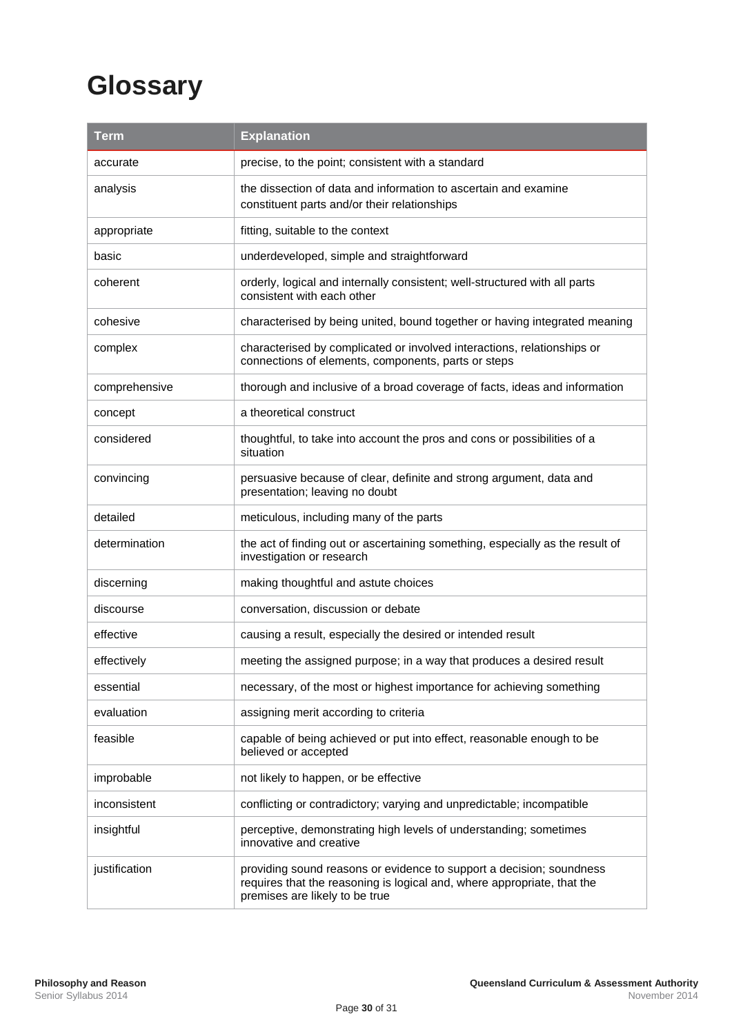# Glossary

| Term | Explanation |
|---|---|
| accurate | precise, to the point; consistent with a standard |
| analysis | the dissection of data and information to ascertain and examine constituent parts and/or their relationships |
| appropriate | fitting, suitable to the context |
| basic | underdeveloped, simple and straightforward |
| coherent | orderly, logical and internally consistent; well-structured with all parts consistent with each other |
| cohesive | characterised by being united, bound together or having integrated meaning |
| complex | characterised by complicated or involved interactions, relationships or connections of elements, components, parts or steps |
| comprehensive | thorough and inclusive of a broad coverage of facts, ideas and information |
| concept | a theoretical construct |
| considered | thoughtful, to take into account the pros and cons or possibilities of a situation |
| convincing | persuasive because of clear, definite and strong argument, data and presentation; leaving no doubt |
| detailed | meticulous, including many of the parts |
| determination | the act of finding out or ascertaining something, especially as the result of investigation or research |
| discerning | making thoughtful and astute choices |
| discourse | conversation, discussion or debate |
| effective | causing a result, especially the desired or intended result |
| effectively | meeting the assigned purpose; in a way that produces a desired result |
| essential | necessary, of the most or highest importance for achieving something |
| evaluation | assigning merit according to criteria |
| feasible | capable of being achieved or put into effect, reasonable enough to be believed or accepted |
| improbable | not likely to happen, or be effective |
| inconsistent | conflicting or contradictory; varying and unpredictable; incompatible |
| insightful | perceptive, demonstrating high levels of understanding; sometimes innovative and creative |
| justification | providing sound reasons or evidence to support a decision; soundness requires that the reasoning is logical and, where appropriate, that the premises are likely to be true |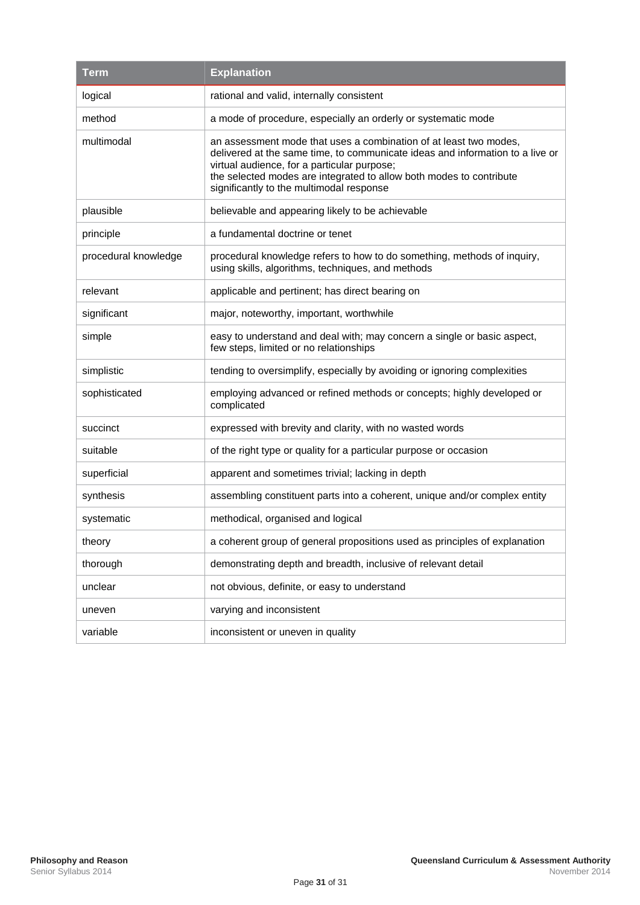| Term | Explanation |
| --- | --- |
| logical | rational and valid, internally consistent |
| method | a mode of procedure, especially an orderly or systematic mode |
| multimodal | an assessment mode that uses a combination of at least two modes, delivered at the same time, to communicate ideas and information to a live or virtual audience, for a particular purpose; the selected modes are integrated to allow both modes to contribute significantly to the multimodal response |
| plausible | believable and appearing likely to be achievable |
| principle | a fundamental doctrine or tenet |
| procedural knowledge | procedural knowledge refers to how to do something, methods of inquiry, using skills, algorithms, techniques, and methods |
| relevant | applicable and pertinent; has direct bearing on |
| significant | major, noteworthy, important, worthwhile |
| simple | easy to understand and deal with; may concern a single or basic aspect, few steps, limited or no relationships |
| simplistic | tending to oversimplify, especially by avoiding or ignoring complexities |
| sophisticated | employing advanced or refined methods or concepts; highly developed or complicated |
| succinct | expressed with brevity and clarity, with no wasted words |
| suitable | of the right type or quality for a particular purpose or occasion |
| superficial | apparent and sometimes trivial; lacking in depth |
| synthesis | assembling constituent parts into a coherent, unique and/or complex entity |
| systematic | methodical, organised and logical |
| theory | a coherent group of general propositions used as principles of explanation |
| thorough | demonstrating depth and breadth, inclusive of relevant detail |
| unclear | not obvious, definite, or easy to understand |
| uneven | varying and inconsistent |
| variable | inconsistent or uneven in quality |